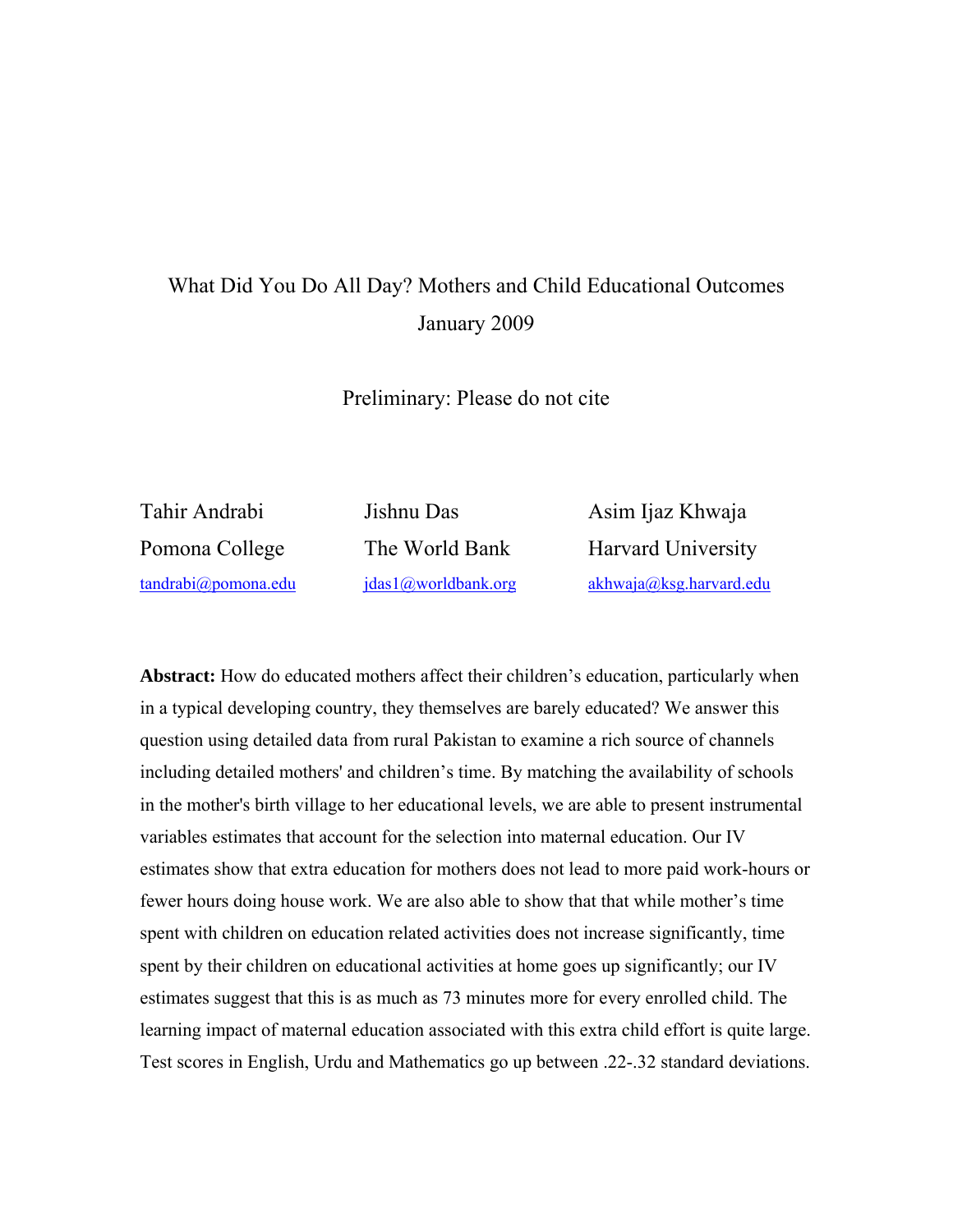# What Did You Do All Day? Mothers and Child Educational Outcomes

January 2009

Preliminary: Please do not cite

| Tahir Andrabi | Jishnu Das | Asim Ijaz Khwaja |
| --- | --- | --- |
| Pomona College | The World Bank | Harvard University |
| tandrabi@pomona.edu | jdas1@worldbank.org | akhwaja@ksg.harvard.edu |

**Abstract:** How do educated mothers affect their children's education, particularly when in a typical developing country, they themselves are barely educated? We answer this question using detailed data from rural Pakistan to examine a rich source of channels including detailed mothers' and children's time. By matching the availability of schools in the mother's birth village to her educational levels, we are able to present instrumental variables estimates that account for the selection into maternal education. Our IV estimates show that extra education for mothers does not lead to more paid work-hours or fewer hours doing house work. We are also able to show that that while mother's time spent with children on education related activities does not increase significantly, time spent by their children on educational activities at home goes up significantly; our IV estimates suggest that this is as much as 73 minutes more for every enrolled child. The learning impact of maternal education associated with this extra child effort is quite large. Test scores in English, Urdu and Mathematics go up between .22-.32 standard deviations.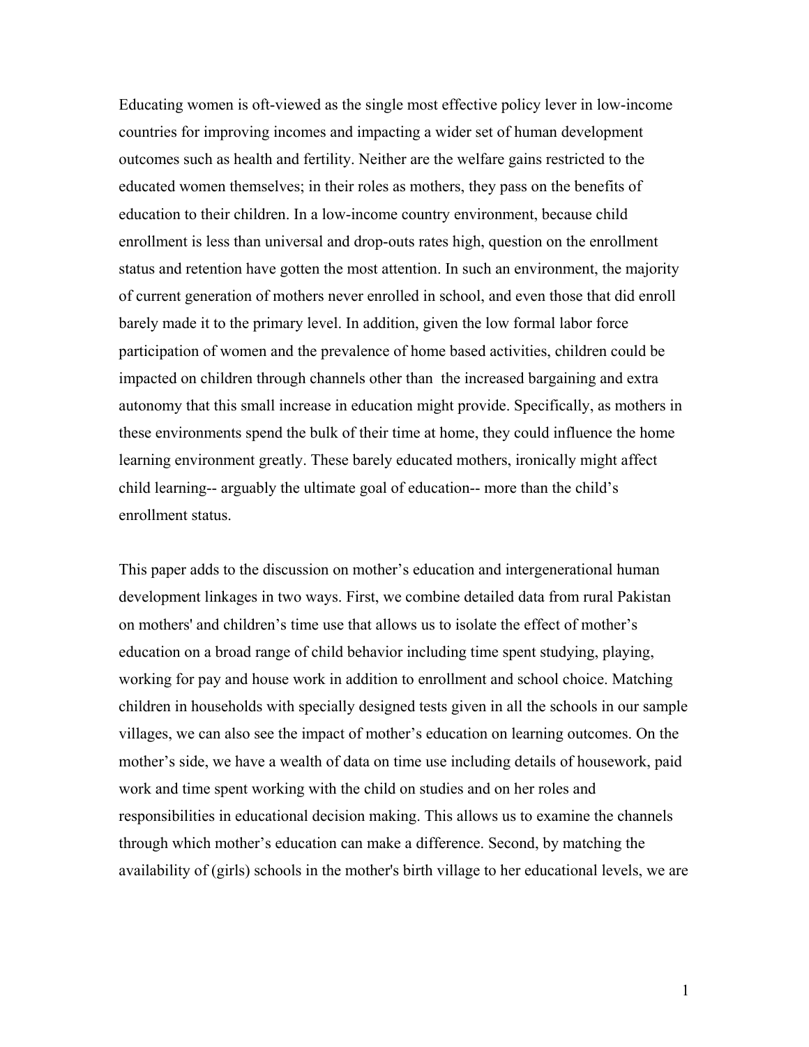Educating women is oft-viewed as the single most effective policy lever in low-income countries for improving incomes and impacting a wider set of human development outcomes such as health and fertility. Neither are the welfare gains restricted to the educated women themselves; in their roles as mothers, they pass on the benefits of education to their children. In a low-income country environment, because child enrollment is less than universal and drop-outs rates high, question on the enrollment status and retention have gotten the most attention. In such an environment, the majority of current generation of mothers never enrolled in school, and even those that did enroll barely made it to the primary level. In addition, given the low formal labor force participation of women and the prevalence of home based activities, children could be impacted on children through channels other than the increased bargaining and extra autonomy that this small increase in education might provide. Specifically, as mothers in these environments spend the bulk of their time at home, they could influence the home learning environment greatly. These barely educated mothers, ironically might affect child learning-- arguably the ultimate goal of education-- more than the child's enrollment status.

This paper adds to the discussion on mother's education and intergenerational human development linkages in two ways. First, we combine detailed data from rural Pakistan on mothers' and children's time use that allows us to isolate the effect of mother's education on a broad range of child behavior including time spent studying, playing, working for pay and house work in addition to enrollment and school choice. Matching children in households with specially designed tests given in all the schools in our sample villages, we can also see the impact of mother's education on learning outcomes. On the mother's side, we have a wealth of data on time use including details of housework, paid work and time spent working with the child on studies and on her roles and responsibilities in educational decision making. This allows us to examine the channels through which mother's education can make a difference. Second, by matching the availability of (girls) schools in the mother's birth village to her educational levels, we are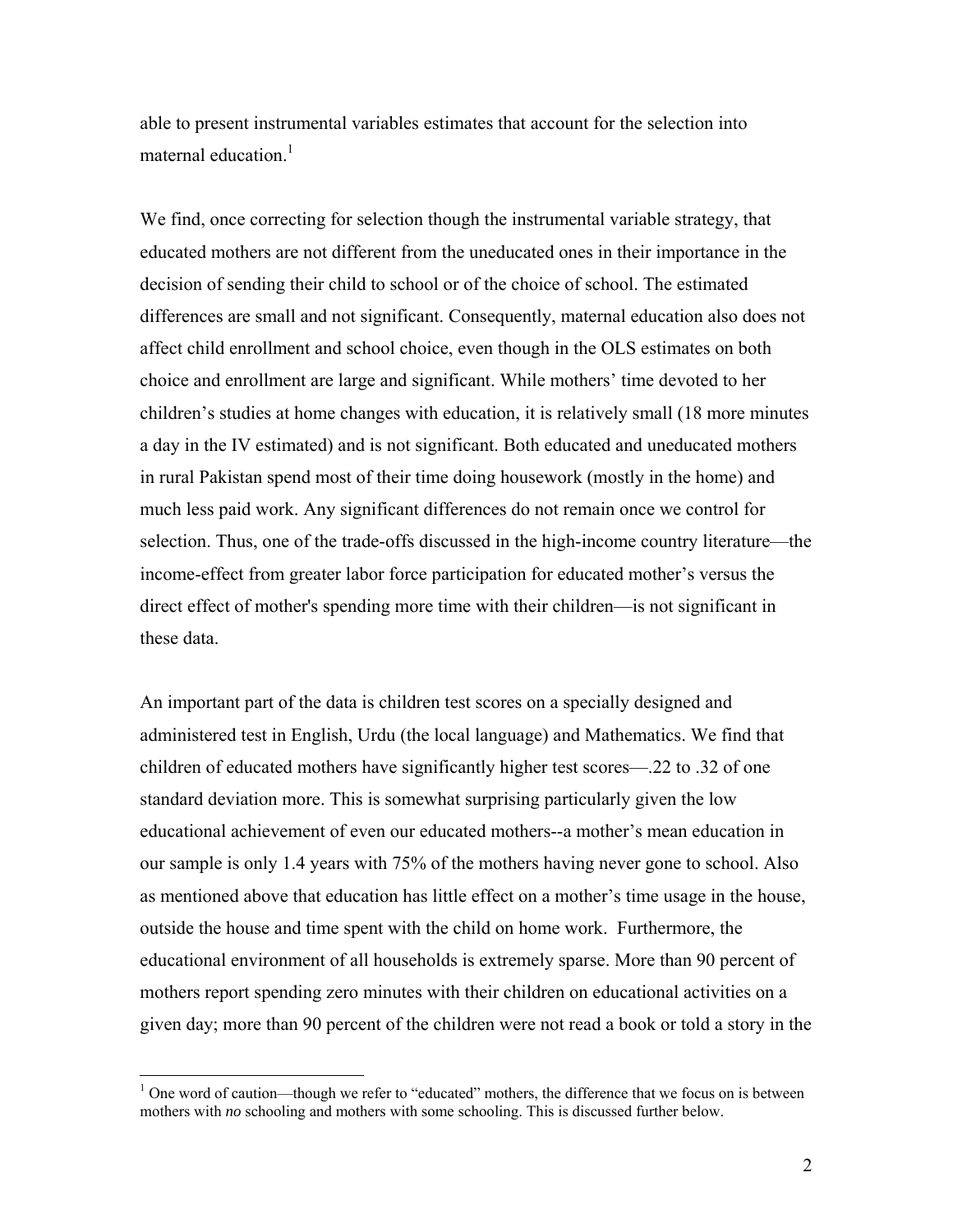able to present instrumental variables estimates that account for the selection into maternal education.[1]

We find, once correcting for selection though the instrumental variable strategy, that educated mothers are not different from the uneducated ones in their importance in the decision of sending their child to school or of the choice of school. The estimated differences are small and not significant. Consequently, maternal education also does not affect child enrollment and school choice, even though in the OLS estimates on both choice and enrollment are large and significant. While mothers' time devoted to her children's studies at home changes with education, it is relatively small (18 more minutes a day in the IV estimated) and is not significant. Both educated and uneducated mothers in rural Pakistan spend most of their time doing housework (mostly in the home) and much less paid work. Any significant differences do not remain once we control for selection. Thus, one of the trade-offs discussed in the high-income country literature—the income-effect from greater labor force participation for educated mother's versus the direct effect of mother's spending more time with their children—is not significant in these data.

An important part of the data is children test scores on a specially designed and administered test in English, Urdu (the local language) and Mathematics. We find that children of educated mothers have significantly higher test scores—.22 to .32 of one standard deviation more. This is somewhat surprising particularly given the low educational achievement of even our educated mothers--a mother's mean education in our sample is only 1.4 years with 75% of the mothers having never gone to school. Also as mentioned above that education has little effect on a mother's time usage in the house, outside the house and time spent with the child on home work. Furthermore, the educational environment of all households is extremely sparse. More than 90 percent of mothers report spending zero minutes with their children on educational activities on a given day; more than 90 percent of the children were not read a book or told a story in the

[1] One word of caution—though we refer to "educated" mothers, the difference that we focus on is between mothers with *no* schooling and mothers with some schooling. This is discussed further below.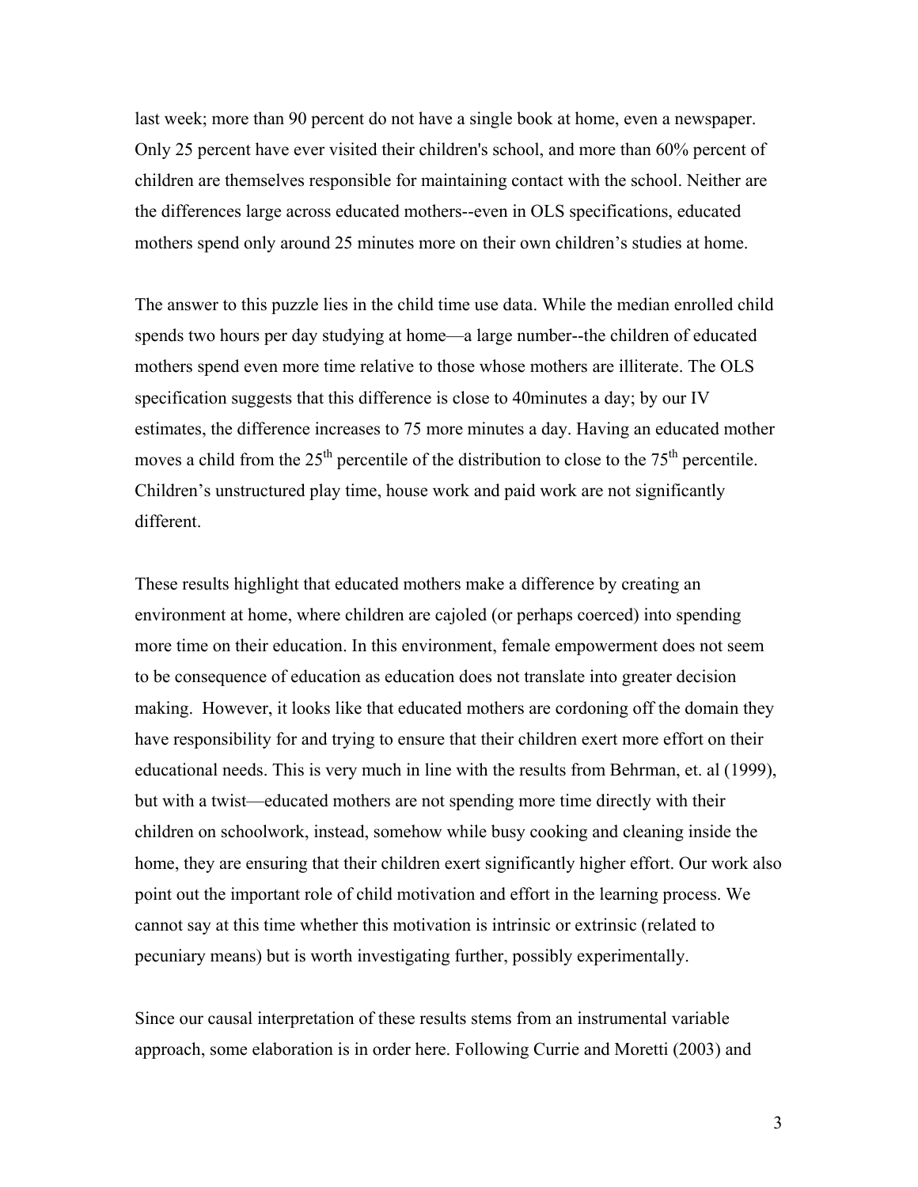last week; more than 90 percent do not have a single book at home, even a newspaper. Only 25 percent have ever visited their children's school, and more than 60% percent of children are themselves responsible for maintaining contact with the school. Neither are the differences large across educated mothers--even in OLS specifications, educated mothers spend only around 25 minutes more on their own children's studies at home.

The answer to this puzzle lies in the child time use data. While the median enrolled child spends two hours per day studying at home—a large number--the children of educated mothers spend even more time relative to those whose mothers are illiterate. The OLS specification suggests that this difference is close to 40minutes a day; by our IV estimates, the difference increases to 75 more minutes a day. Having an educated mother moves a child from the 25th percentile of the distribution to close to the 75th percentile. Children's unstructured play time, house work and paid work are not significantly different.

These results highlight that educated mothers make a difference by creating an environment at home, where children are cajoled (or perhaps coerced) into spending more time on their education. In this environment, female empowerment does not seem to be consequence of education as education does not translate into greater decision making. However, it looks like that educated mothers are cordoning off the domain they have responsibility for and trying to ensure that their children exert more effort on their educational needs. This is very much in line with the results from Behrman, et. al (1999), but with a twist—educated mothers are not spending more time directly with their children on schoolwork, instead, somehow while busy cooking and cleaning inside the home, they are ensuring that their children exert significantly higher effort. Our work also point out the important role of child motivation and effort in the learning process. We cannot say at this time whether this motivation is intrinsic or extrinsic (related to pecuniary means) but is worth investigating further, possibly experimentally.

Since our causal interpretation of these results stems from an instrumental variable approach, some elaboration is in order here. Following Currie and Moretti (2003) and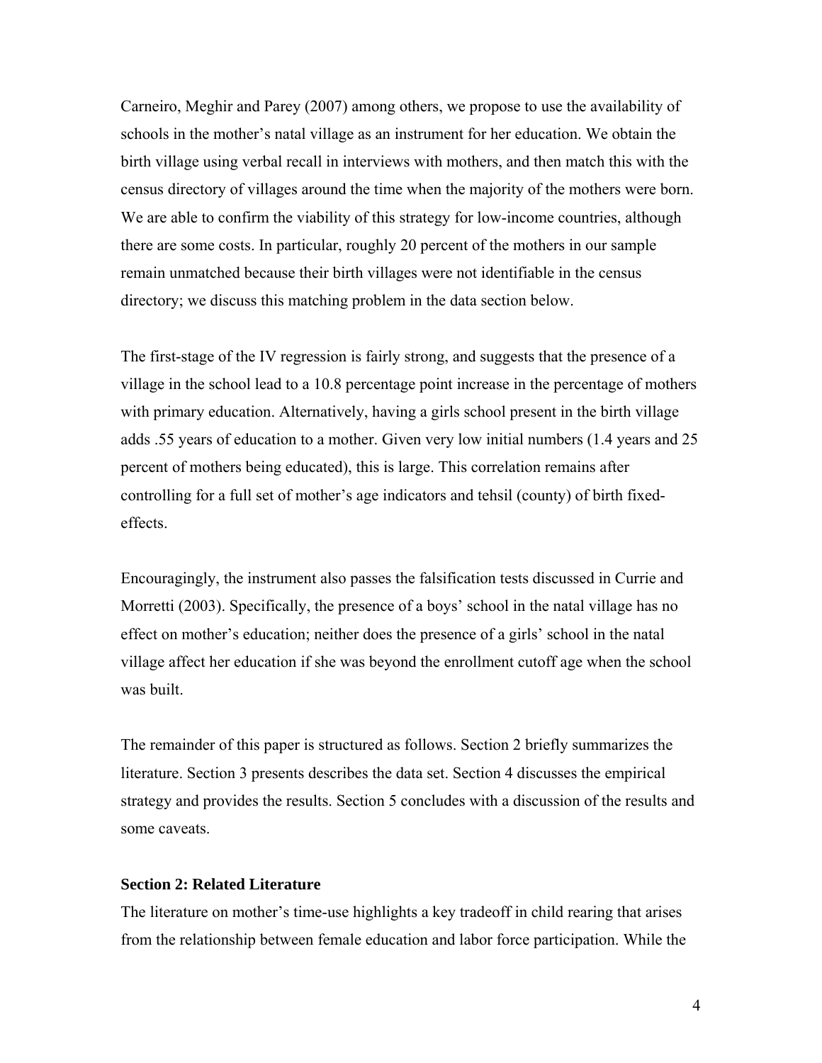Carneiro, Meghir and Parey (2007) among others, we propose to use the availability of schools in the mother's natal village as an instrument for her education. We obtain the birth village using verbal recall in interviews with mothers, and then match this with the census directory of villages around the time when the majority of the mothers were born. We are able to confirm the viability of this strategy for low-income countries, although there are some costs. In particular, roughly 20 percent of the mothers in our sample remain unmatched because their birth villages were not identifiable in the census directory; we discuss this matching problem in the data section below.

The first-stage of the IV regression is fairly strong, and suggests that the presence of a village in the school lead to a 10.8 percentage point increase in the percentage of mothers with primary education. Alternatively, having a girls school present in the birth village adds .55 years of education to a mother. Given very low initial numbers (1.4 years and 25 percent of mothers being educated), this is large. This correlation remains after controlling for a full set of mother's age indicators and tehsil (county) of birth fixed-effects.

Encouragingly, the instrument also passes the falsification tests discussed in Currie and Morretti (2003). Specifically, the presence of a boys' school in the natal village has no effect on mother's education; neither does the presence of a girls' school in the natal village affect her education if she was beyond the enrollment cutoff age when the school was built.

The remainder of this paper is structured as follows. Section 2 briefly summarizes the literature. Section 3 presents describes the data set. Section 4 discusses the empirical strategy and provides the results. Section 5 concludes with a discussion of the results and some caveats.

## Section 2: Related Literature

The literature on mother's time-use highlights a key tradeoff in child rearing that arises from the relationship between female education and labor force participation. While the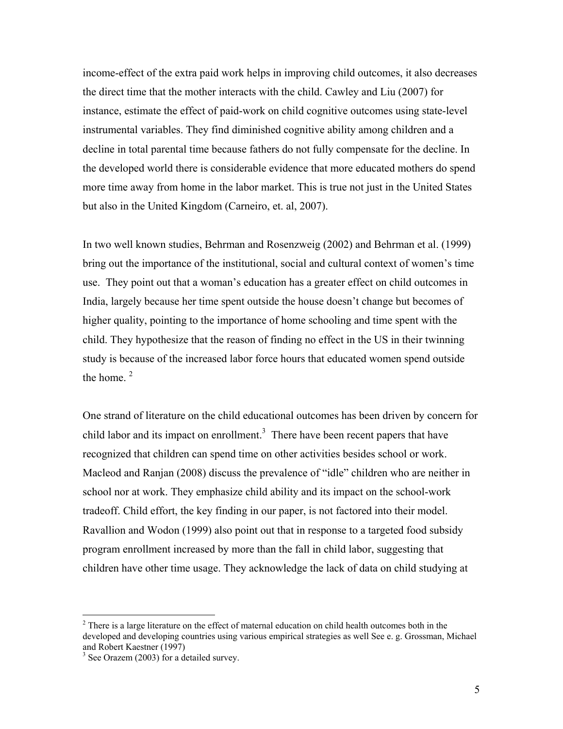income-effect of the extra paid work helps in improving child outcomes, it also decreases the direct time that the mother interacts with the child. Cawley and Liu (2007) for instance, estimate the effect of paid-work on child cognitive outcomes using state-level instrumental variables. They find diminished cognitive ability among children and a decline in total parental time because fathers do not fully compensate for the decline. In the developed world there is considerable evidence that more educated mothers do spend more time away from home in the labor market. This is true not just in the United States but also in the United Kingdom (Carneiro, et. al, 2007).

In two well known studies, Behrman and Rosenzweig (2002) and Behrman et al. (1999) bring out the importance of the institutional, social and cultural context of women's time use. They point out that a woman's education has a greater effect on child outcomes in India, largely because her time spent outside the house doesn't change but becomes of higher quality, pointing to the importance of home schooling and time spent with the child. They hypothesize that the reason of finding no effect in the US in their twinning study is because of the increased labor force hours that educated women spend outside the home. [2]

One strand of literature on the child educational outcomes has been driven by concern for child labor and its impact on enrollment.[3] There have been recent papers that have recognized that children can spend time on other activities besides school or work. Macleod and Ranjan (2008) discuss the prevalence of "idle" children who are neither in school nor at work. They emphasize child ability and its impact on the school-work tradeoff. Child effort, the key finding in our paper, is not factored into their model. Ravallion and Wodon (1999) also point out that in response to a targeted food subsidy program enrollment increased by more than the fall in child labor, suggesting that children have other time usage. They acknowledge the lack of data on child studying at

---

[2] There is a large literature on the effect of maternal education on child health outcomes both in the developed and developing countries using various empirical strategies as well See e. g. Grossman, Michael and Robert Kaestner (1997)

[3] See Orazem (2003) for a detailed survey.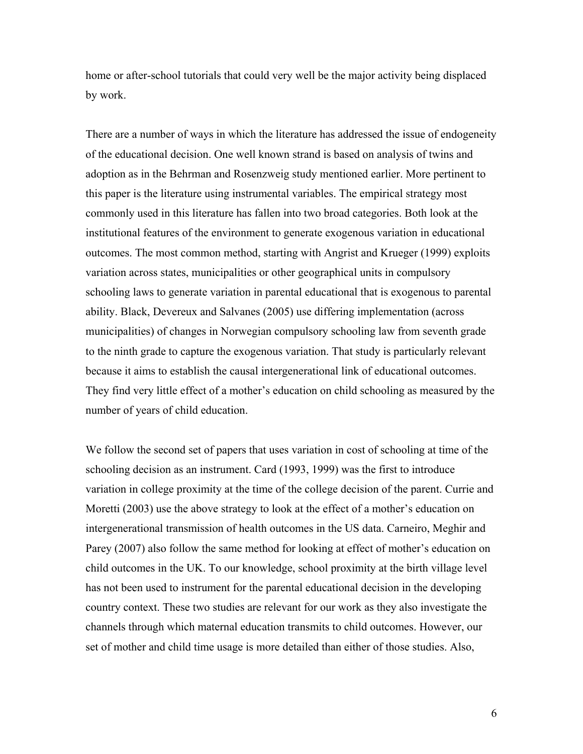home or after-school tutorials that could very well be the major activity being displaced by work.

There are a number of ways in which the literature has addressed the issue of endogeneity of the educational decision. One well known strand is based on analysis of twins and adoption as in the Behrman and Rosenzweig study mentioned earlier. More pertinent to this paper is the literature using instrumental variables. The empirical strategy most commonly used in this literature has fallen into two broad categories. Both look at the institutional features of the environment to generate exogenous variation in educational outcomes. The most common method, starting with Angrist and Krueger (1999) exploits variation across states, municipalities or other geographical units in compulsory schooling laws to generate variation in parental educational that is exogenous to parental ability. Black, Devereux and Salvanes (2005) use differing implementation (across municipalities) of changes in Norwegian compulsory schooling law from seventh grade to the ninth grade to capture the exogenous variation. That study is particularly relevant because it aims to establish the causal intergenerational link of educational outcomes. They find very little effect of a mother's education on child schooling as measured by the number of years of child education.

We follow the second set of papers that uses variation in cost of schooling at time of the schooling decision as an instrument. Card (1993, 1999) was the first to introduce variation in college proximity at the time of the college decision of the parent. Currie and Moretti (2003) use the above strategy to look at the effect of a mother's education on intergenerational transmission of health outcomes in the US data. Carneiro, Meghir and Parey (2007) also follow the same method for looking at effect of mother's education on child outcomes in the UK. To our knowledge, school proximity at the birth village level has not been used to instrument for the parental educational decision in the developing country context. These two studies are relevant for our work as they also investigate the channels through which maternal education transmits to child outcomes. However, our set of mother and child time usage is more detailed than either of those studies. Also,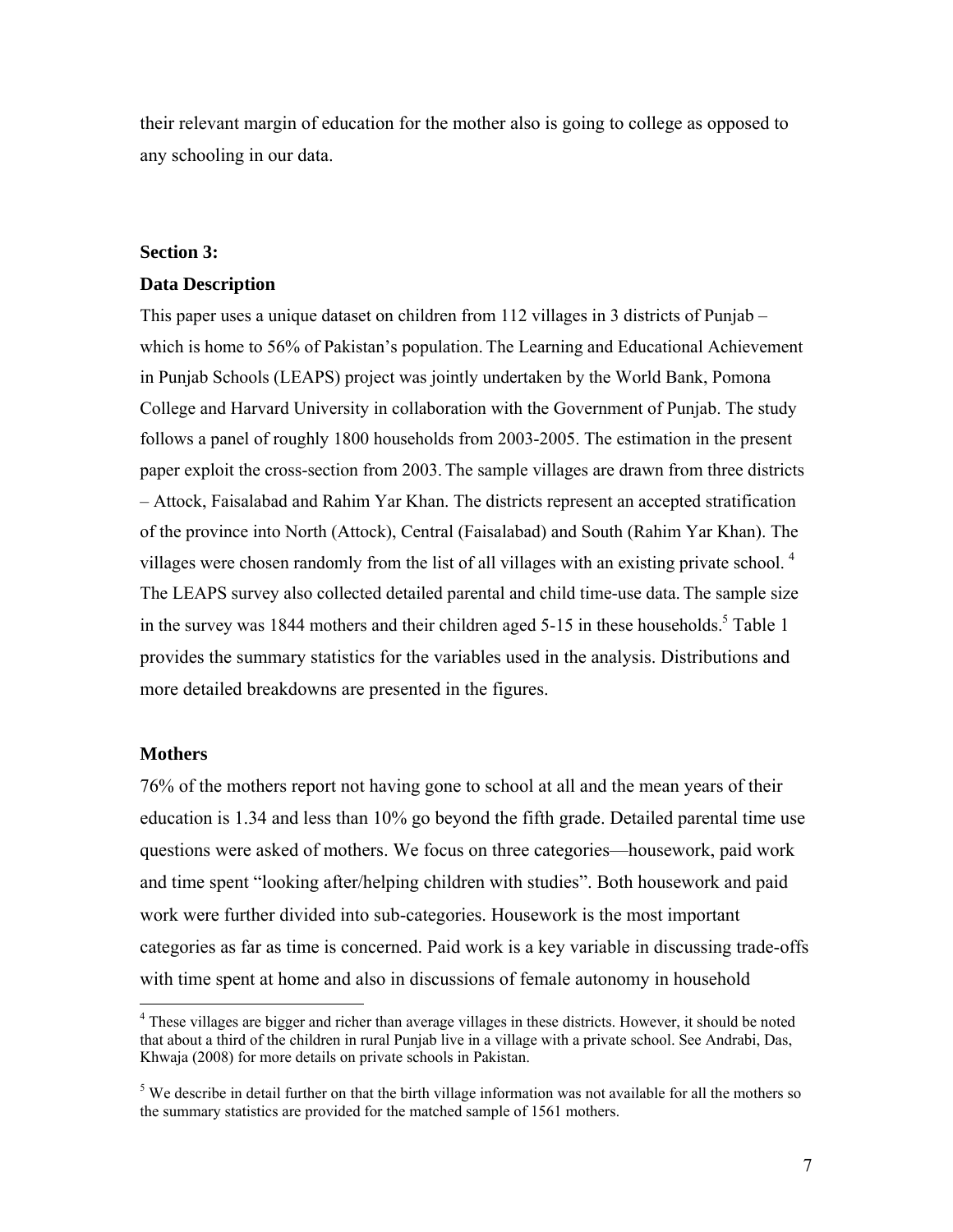their relevant margin of education for the mother also is going to college as opposed to any schooling in our data.

## Section 3:

### Data Description

This paper uses a unique dataset on children from 112 villages in 3 districts of Punjab – which is home to 56% of Pakistan's population. The Learning and Educational Achievement in Punjab Schools (LEAPS) project was jointly undertaken by the World Bank, Pomona College and Harvard University in collaboration with the Government of Punjab. The study follows a panel of roughly 1800 households from 2003-2005. The estimation in the present paper exploit the cross-section from 2003. The sample villages are drawn from three districts – Attock, Faisalabad and Rahim Yar Khan. The districts represent an accepted stratification of the province into North (Attock), Central (Faisalabad) and South (Rahim Yar Khan). The villages were chosen randomly from the list of all villages with an existing private school. [4] The LEAPS survey also collected detailed parental and child time-use data. The sample size in the survey was 1844 mothers and their children aged 5-15 in these households.[5] Table 1 provides the summary statistics for the variables used in the analysis. Distributions and more detailed breakdowns are presented in the figures.

### Mothers

76% of the mothers report not having gone to school at all and the mean years of their education is 1.34 and less than 10% go beyond the fifth grade. Detailed parental time use questions were asked of mothers. We focus on three categories—housework, paid work and time spent "looking after/helping children with studies". Both housework and paid work were further divided into sub-categories. Housework is the most important categories as far as time is concerned. Paid work is a key variable in discussing trade-offs with time spent at home and also in discussions of female autonomy in household

[4] These villages are bigger and richer than average villages in these districts. However, it should be noted that about a third of the children in rural Punjab live in a village with a private school. See Andrabi, Das, Khwaja (2008) for more details on private schools in Pakistan.

[5] We describe in detail further on that the birth village information was not available for all the mothers so the summary statistics are provided for the matched sample of 1561 mothers.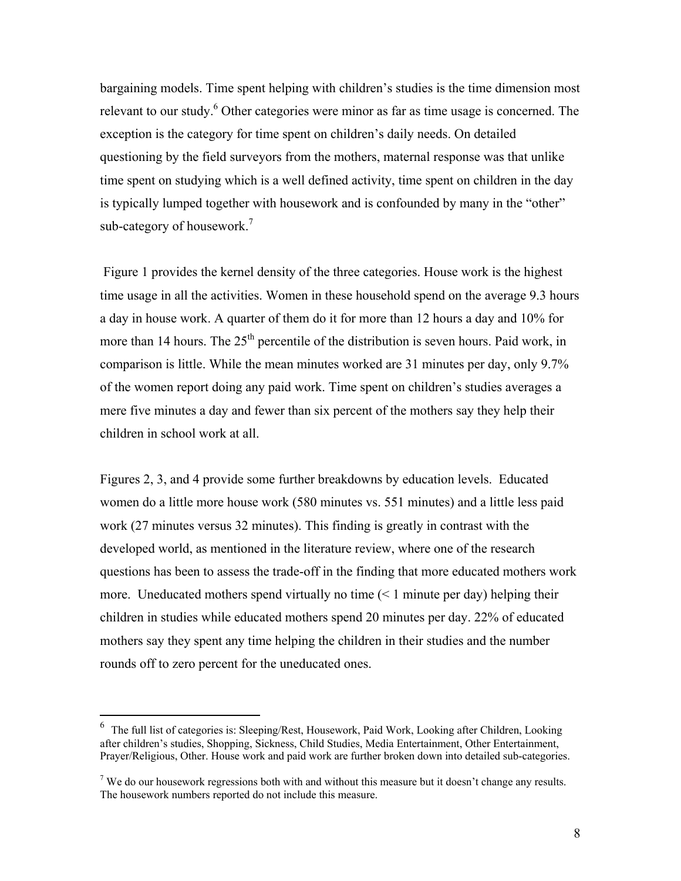bargaining models. Time spent helping with children's studies is the time dimension most relevant to our study.[6] Other categories were minor as far as time usage is concerned. The exception is the category for time spent on children's daily needs. On detailed questioning by the field surveyors from the mothers, maternal response was that unlike time spent on studying which is a well defined activity, time spent on children in the day is typically lumped together with housework and is confounded by many in the "other" sub-category of housework.[7]

Figure 1 provides the kernel density of the three categories. House work is the highest time usage in all the activities. Women in these household spend on the average 9.3 hours a day in house work. A quarter of them do it for more than 12 hours a day and 10% for more than 14 hours. The 25th percentile of the distribution is seven hours. Paid work, in comparison is little. While the mean minutes worked are 31 minutes per day, only 9.7% of the women report doing any paid work. Time spent on children's studies averages a mere five minutes a day and fewer than six percent of the mothers say they help their children in school work at all.

Figures 2, 3, and 4 provide some further breakdowns by education levels. Educated women do a little more house work (580 minutes vs. 551 minutes) and a little less paid work (27 minutes versus 32 minutes). This finding is greatly in contrast with the developed world, as mentioned in the literature review, where one of the research questions has been to assess the trade-off in the finding that more educated mothers work more. Uneducated mothers spend virtually no time (< 1 minute per day) helping their children in studies while educated mothers spend 20 minutes per day. 22% of educated mothers say they spent any time helping the children in their studies and the number rounds off to zero percent for the uneducated ones.

---

[6] The full list of categories is: Sleeping/Rest, Housework, Paid Work, Looking after Children, Looking after children's studies, Shopping, Sickness, Child Studies, Media Entertainment, Other Entertainment, Prayer/Religious, Other. House work and paid work are further broken down into detailed sub-categories.

[7] We do our housework regressions both with and without this measure but it doesn't change any results. The housework numbers reported do not include this measure.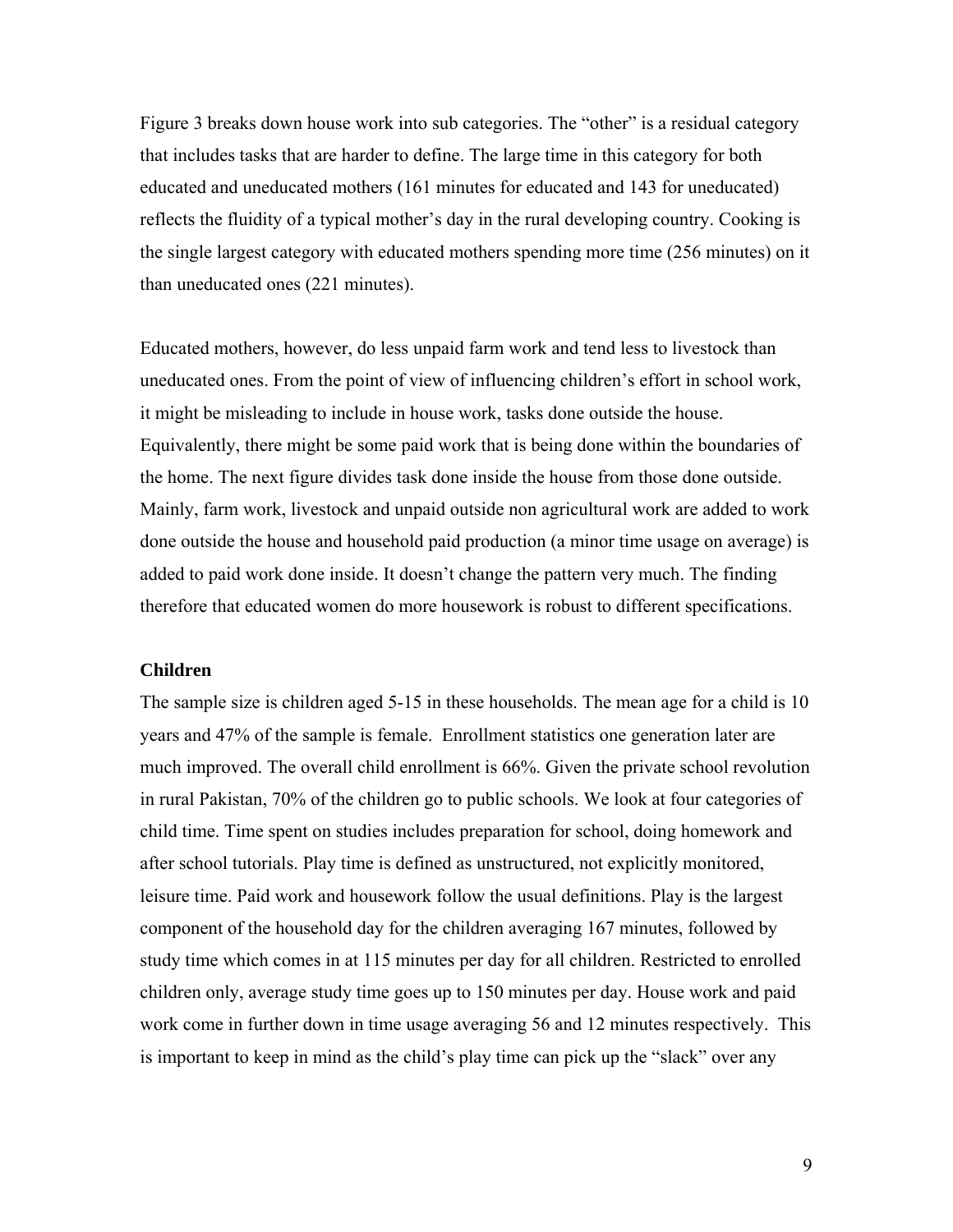Figure 3 breaks down house work into sub categories. The "other" is a residual category that includes tasks that are harder to define. The large time in this category for both educated and uneducated mothers (161 minutes for educated and 143 for uneducated) reflects the fluidity of a typical mother's day in the rural developing country. Cooking is the single largest category with educated mothers spending more time (256 minutes) on it than uneducated ones (221 minutes).

Educated mothers, however, do less unpaid farm work and tend less to livestock than uneducated ones. From the point of view of influencing children's effort in school work, it might be misleading to include in house work, tasks done outside the house. Equivalently, there might be some paid work that is being done within the boundaries of the home. The next figure divides task done inside the house from those done outside. Mainly, farm work, livestock and unpaid outside non agricultural work are added to work done outside the house and household paid production (a minor time usage on average) is added to paid work done inside. It doesn't change the pattern very much. The finding therefore that educated women do more housework is robust to different specifications.

### Children

The sample size is children aged 5-15 in these households. The mean age for a child is 10 years and 47% of the sample is female. Enrollment statistics one generation later are much improved. The overall child enrollment is 66%. Given the private school revolution in rural Pakistan, 70% of the children go to public schools. We look at four categories of child time. Time spent on studies includes preparation for school, doing homework and after school tutorials. Play time is defined as unstructured, not explicitly monitored, leisure time. Paid work and housework follow the usual definitions. Play is the largest component of the household day for the children averaging 167 minutes, followed by study time which comes in at 115 minutes per day for all children. Restricted to enrolled children only, average study time goes up to 150 minutes per day. House work and paid work come in further down in time usage averaging 56 and 12 minutes respectively. This is important to keep in mind as the child's play time can pick up the "slack" over any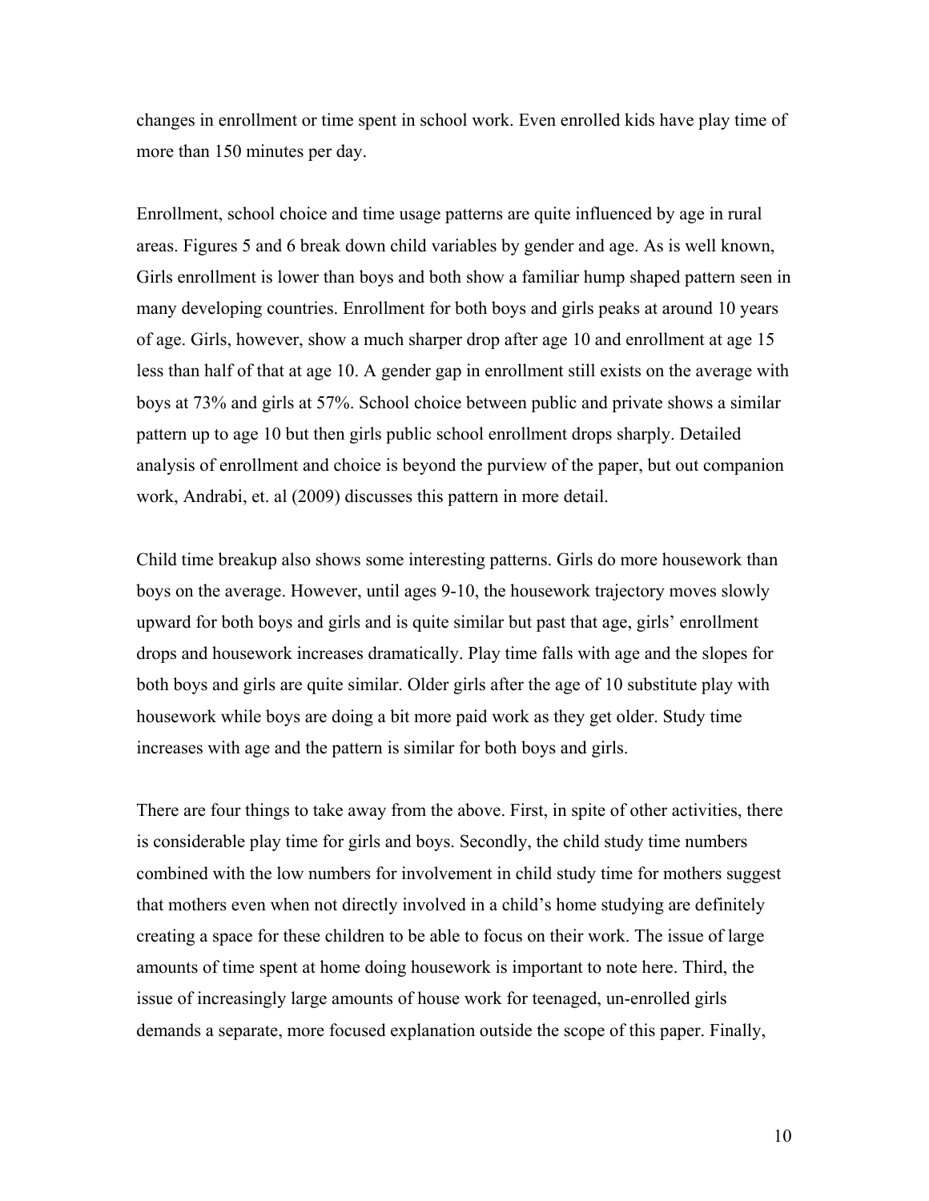changes in enrollment or time spent in school work. Even enrolled kids have play time of more than 150 minutes per day.

Enrollment, school choice and time usage patterns are quite influenced by age in rural areas. Figures 5 and 6 break down child variables by gender and age. As is well known, Girls enrollment is lower than boys and both show a familiar hump shaped pattern seen in many developing countries. Enrollment for both boys and girls peaks at around 10 years of age. Girls, however, show a much sharper drop after age 10 and enrollment at age 15 less than half of that at age 10. A gender gap in enrollment still exists on the average with boys at 73% and girls at 57%. School choice between public and private shows a similar pattern up to age 10 but then girls public school enrollment drops sharply. Detailed analysis of enrollment and choice is beyond the purview of the paper, but out companion work, Andrabi, et. al (2009) discusses this pattern in more detail.

Child time breakup also shows some interesting patterns. Girls do more housework than boys on the average. However, until ages 9-10, the housework trajectory moves slowly upward for both boys and girls and is quite similar but past that age, girls' enrollment drops and housework increases dramatically. Play time falls with age and the slopes for both boys and girls are quite similar. Older girls after the age of 10 substitute play with housework while boys are doing a bit more paid work as they get older. Study time increases with age and the pattern is similar for both boys and girls.

There are four things to take away from the above. First, in spite of other activities, there is considerable play time for girls and boys. Secondly, the child study time numbers combined with the low numbers for involvement in child study time for mothers suggest that mothers even when not directly involved in a child's home studying are definitely creating a space for these children to be able to focus on their work. The issue of large amounts of time spent at home doing housework is important to note here. Third, the issue of increasingly large amounts of house work for teenaged, un-enrolled girls demands a separate, more focused explanation outside the scope of this paper. Finally,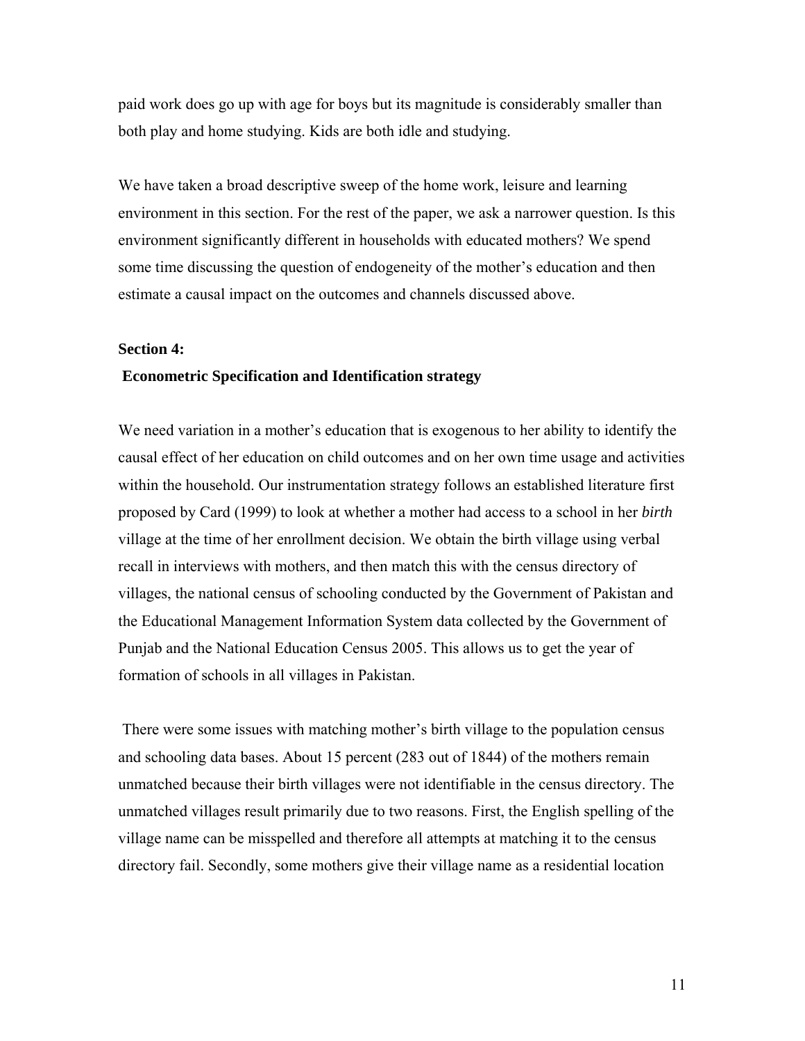paid work does go up with age for boys but its magnitude is considerably smaller than both play and home studying. Kids are both idle and studying.

We have taken a broad descriptive sweep of the home work, leisure and learning environment in this section. For the rest of the paper, we ask a narrower question. Is this environment significantly different in households with educated mothers? We spend some time discussing the question of endogeneity of the mother's education and then estimate a causal impact on the outcomes and channels discussed above.

## Section 4:

## Econometric Specification and Identification strategy

We need variation in a mother's education that is exogenous to her ability to identify the causal effect of her education on child outcomes and on her own time usage and activities within the household. Our instrumentation strategy follows an established literature first proposed by Card (1999) to look at whether a mother had access to a school in her *birth* village at the time of her enrollment decision. We obtain the birth village using verbal recall in interviews with mothers, and then match this with the census directory of villages, the national census of schooling conducted by the Government of Pakistan and the Educational Management Information System data collected by the Government of Punjab and the National Education Census 2005. This allows us to get the year of formation of schools in all villages in Pakistan.

There were some issues with matching mother's birth village to the population census and schooling data bases. About 15 percent (283 out of 1844) of the mothers remain unmatched because their birth villages were not identifiable in the census directory. The unmatched villages result primarily due to two reasons. First, the English spelling of the village name can be misspelled and therefore all attempts at matching it to the census directory fail. Secondly, some mothers give their village name as a residential location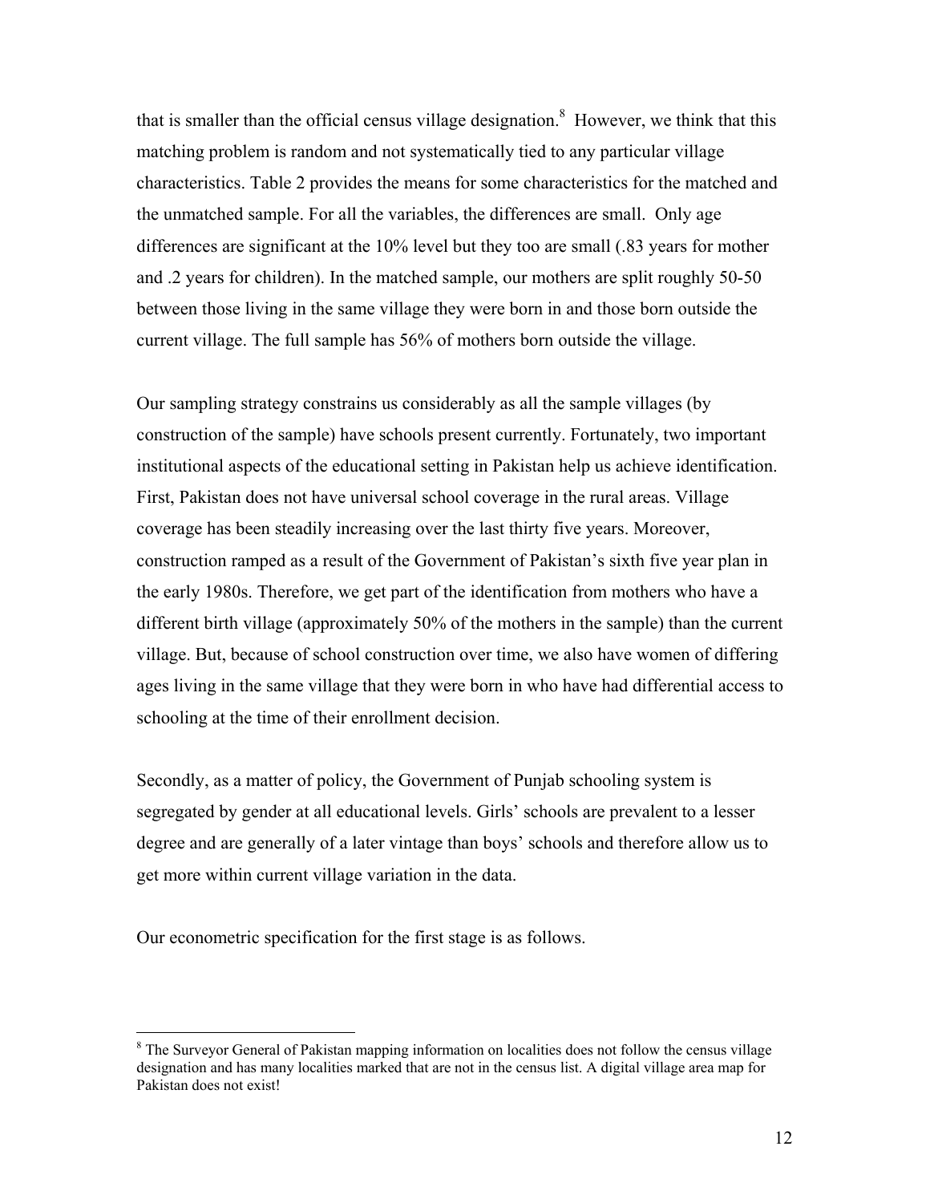that is smaller than the official census village designation.[8] However, we think that this matching problem is random and not systematically tied to any particular village characteristics. Table 2 provides the means for some characteristics for the matched and the unmatched sample. For all the variables, the differences are small. Only age differences are significant at the 10% level but they too are small (.83 years for mother and .2 years for children). In the matched sample, our mothers are split roughly 50-50 between those living in the same village they were born in and those born outside the current village. The full sample has 56% of mothers born outside the village.

Our sampling strategy constrains us considerably as all the sample villages (by construction of the sample) have schools present currently. Fortunately, two important institutional aspects of the educational setting in Pakistan help us achieve identification. First, Pakistan does not have universal school coverage in the rural areas. Village coverage has been steadily increasing over the last thirty five years. Moreover, construction ramped as a result of the Government of Pakistan's sixth five year plan in the early 1980s. Therefore, we get part of the identification from mothers who have a different birth village (approximately 50% of the mothers in the sample) than the current village. But, because of school construction over time, we also have women of differing ages living in the same village that they were born in who have had differential access to schooling at the time of their enrollment decision.

Secondly, as a matter of policy, the Government of Punjab schooling system is segregated by gender at all educational levels. Girls' schools are prevalent to a lesser degree and are generally of a later vintage than boys' schools and therefore allow us to get more within current village variation in the data.

Our econometric specification for the first stage is as follows.

[8] The Surveyor General of Pakistan mapping information on localities does not follow the census village designation and has many localities marked that are not in the census list. A digital village area map for Pakistan does not exist!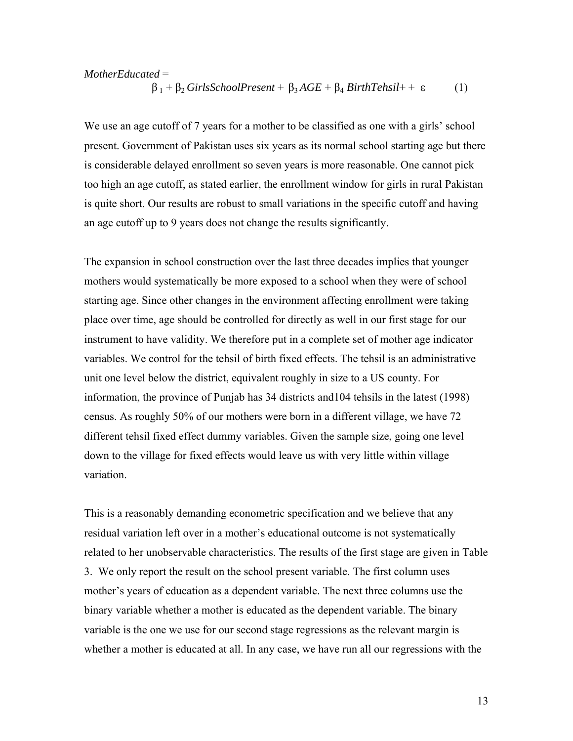$$MotherEducated = \beta_1 + \beta_2 \, GirlsSchoolPresent + \beta_3 \, AGE + \beta_4 \, BirthTehsil + + \varepsilon \qquad (1)$$

We use an age cutoff of 7 years for a mother to be classified as one with a girls' school present. Government of Pakistan uses six years as its normal school starting age but there is considerable delayed enrollment so seven years is more reasonable. One cannot pick too high an age cutoff, as stated earlier, the enrollment window for girls in rural Pakistan is quite short. Our results are robust to small variations in the specific cutoff and having an age cutoff up to 9 years does not change the results significantly.

The expansion in school construction over the last three decades implies that younger mothers would systematically be more exposed to a school when they were of school starting age. Since other changes in the environment affecting enrollment were taking place over time, age should be controlled for directly as well in our first stage for our instrument to have validity. We therefore put in a complete set of mother age indicator variables. We control for the tehsil of birth fixed effects. The tehsil is an administrative unit one level below the district, equivalent roughly in size to a US county. For information, the province of Punjab has 34 districts and104 tehsils in the latest (1998) census. As roughly 50% of our mothers were born in a different village, we have 72 different tehsil fixed effect dummy variables. Given the sample size, going one level down to the village for fixed effects would leave us with very little within village variation.

This is a reasonably demanding econometric specification and we believe that any residual variation left over in a mother's educational outcome is not systematically related to her unobservable characteristics. The results of the first stage are given in Table 3. We only report the result on the school present variable. The first column uses mother's years of education as a dependent variable. The next three columns use the binary variable whether a mother is educated as the dependent variable. The binary variable is the one we use for our second stage regressions as the relevant margin is whether a mother is educated at all. In any case, we have run all our regressions with the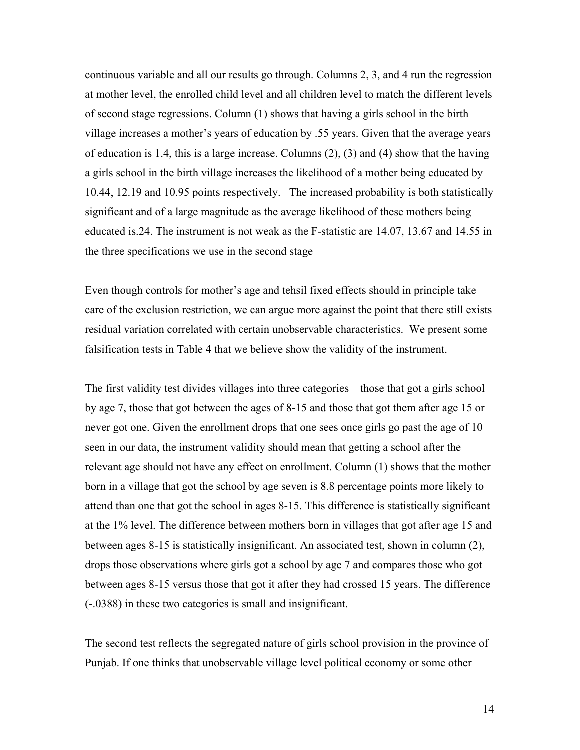continuous variable and all our results go through. Columns 2, 3, and 4 run the regression at mother level, the enrolled child level and all children level to match the different levels of second stage regressions. Column (1) shows that having a girls school in the birth village increases a mother's years of education by .55 years. Given that the average years of education is 1.4, this is a large increase. Columns (2), (3) and (4) show that the having a girls school in the birth village increases the likelihood of a mother being educated by 10.44, 12.19 and 10.95 points respectively. The increased probability is both statistically significant and of a large magnitude as the average likelihood of these mothers being educated is.24. The instrument is not weak as the F-statistic are 14.07, 13.67 and 14.55 in the three specifications we use in the second stage

Even though controls for mother's age and tehsil fixed effects should in principle take care of the exclusion restriction, we can argue more against the point that there still exists residual variation correlated with certain unobservable characteristics. We present some falsification tests in Table 4 that we believe show the validity of the instrument.

The first validity test divides villages into three categories—those that got a girls school by age 7, those that got between the ages of 8-15 and those that got them after age 15 or never got one. Given the enrollment drops that one sees once girls go past the age of 10 seen in our data, the instrument validity should mean that getting a school after the relevant age should not have any effect on enrollment. Column (1) shows that the mother born in a village that got the school by age seven is 8.8 percentage points more likely to attend than one that got the school in ages 8-15. This difference is statistically significant at the 1% level. The difference between mothers born in villages that got after age 15 and between ages 8-15 is statistically insignificant. An associated test, shown in column (2), drops those observations where girls got a school by age 7 and compares those who got between ages 8-15 versus those that got it after they had crossed 15 years. The difference (-.0388) in these two categories is small and insignificant.

The second test reflects the segregated nature of girls school provision in the province of Punjab. If one thinks that unobservable village level political economy or some other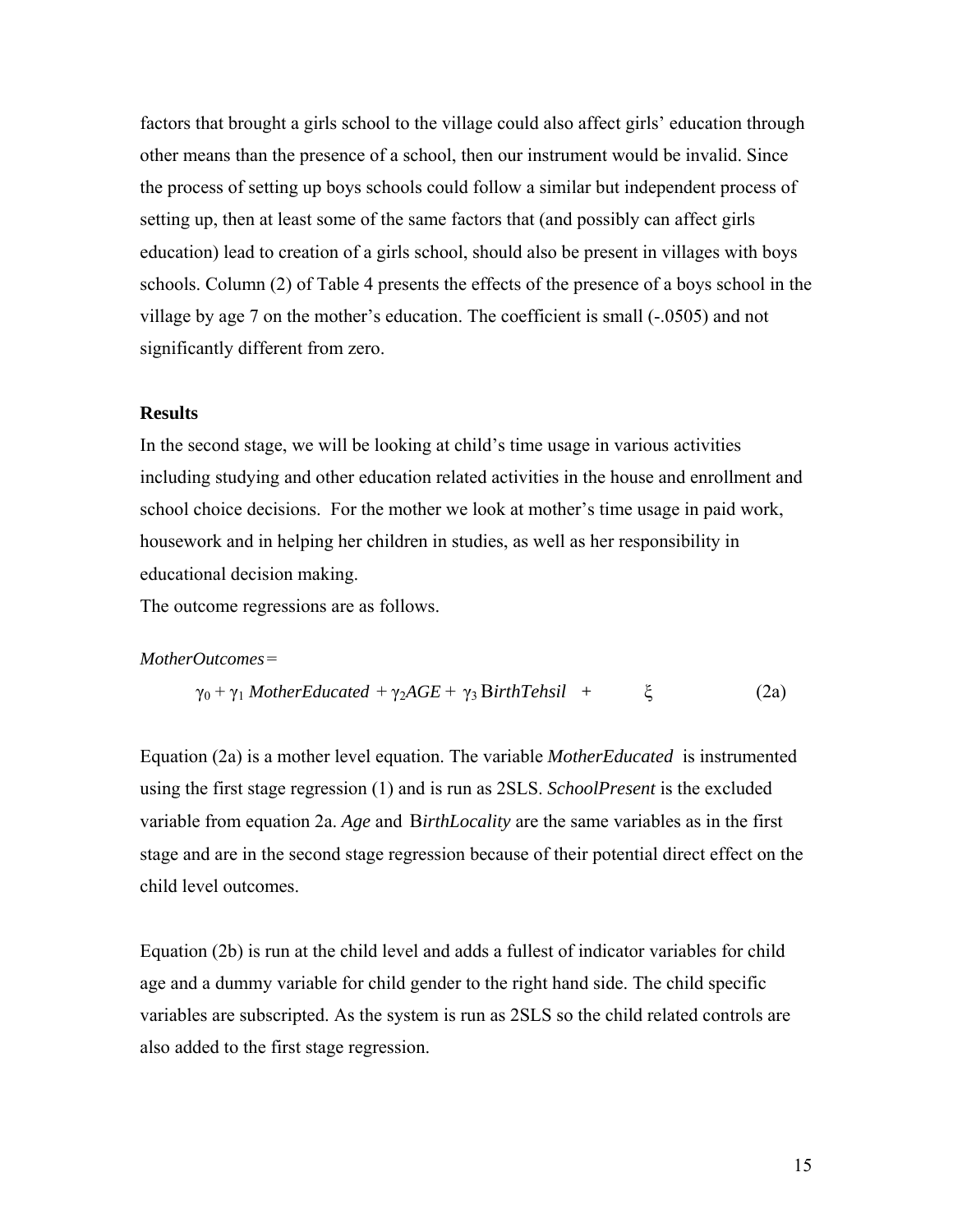factors that brought a girls school to the village could also affect girls' education through other means than the presence of a school, then our instrument would be invalid. Since the process of setting up boys schools could follow a similar but independent process of setting up, then at least some of the same factors that (and possibly can affect girls education) lead to creation of a girls school, should also be present in villages with boys schools. Column (2) of Table 4 presents the effects of the presence of a boys school in the village by age 7 on the mother's education. The coefficient is small (-.0505) and not significantly different from zero.

**Results**

In the second stage, we will be looking at child's time usage in various activities including studying and other education related activities in the house and enrollment and school choice decisions. For the mother we look at mother's time usage in paid work, housework and in helping her children in studies, as well as her responsibility in educational decision making.

The outcome regressions are as follows.

*MotherOutcomes* =

$$\gamma_0 + \gamma_1 \, MotherEducated + \gamma_2 AGE + \gamma_3 \, BirthTehsil + \xi \qquad (2a)$$

Equation (2a) is a mother level equation. The variable *MotherEducated* is instrumented using the first stage regression (1) and is run as 2SLS. *SchoolPresent* is the excluded variable from equation 2a. *Age* and *BirthLocality* are the same variables as in the first stage and are in the second stage regression because of their potential direct effect on the child level outcomes.

Equation (2b) is run at the child level and adds a fullest of indicator variables for child age and a dummy variable for child gender to the right hand side. The child specific variables are subscripted. As the system is run as 2SLS so the child related controls are also added to the first stage regression.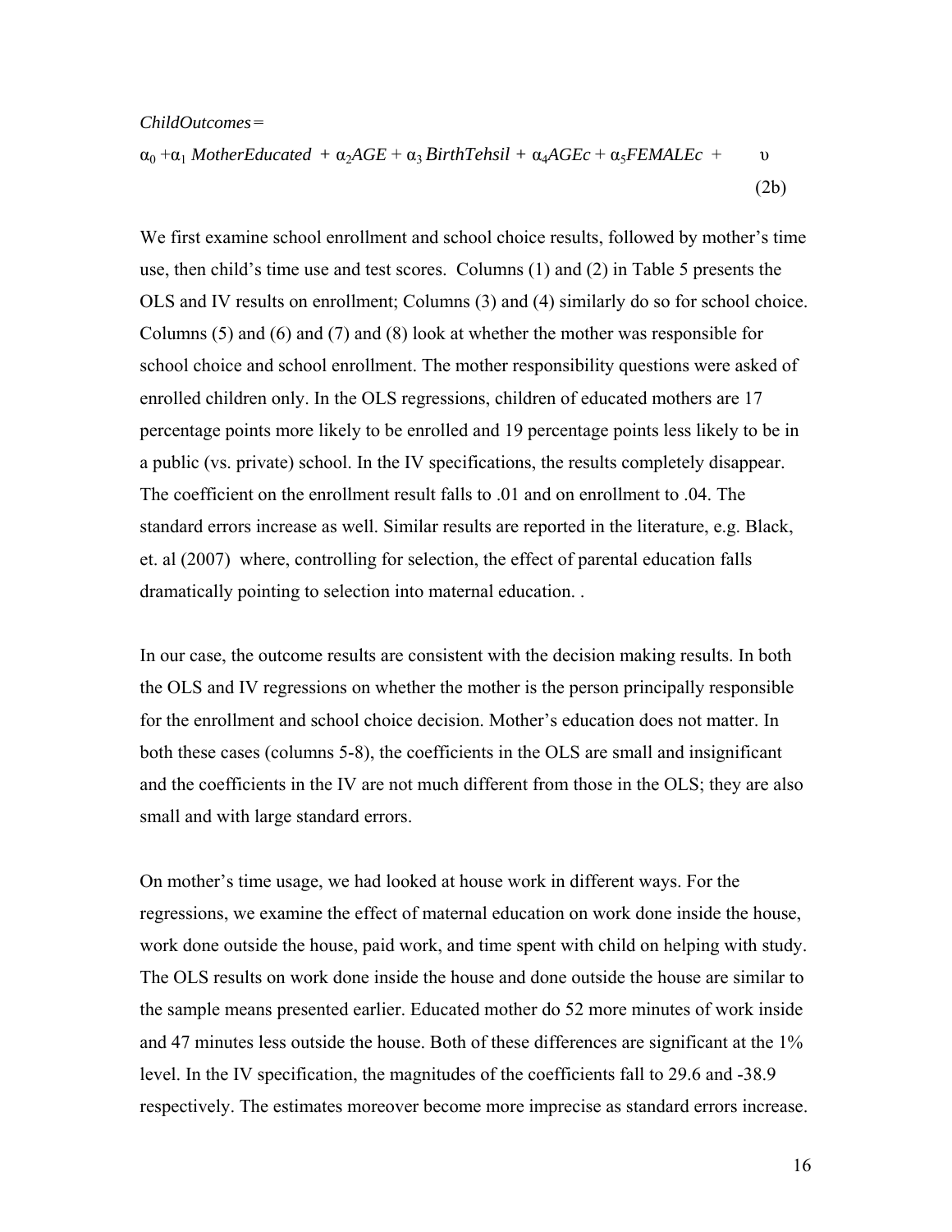$$\textit{ChildOutcomes} =$$

$$\alpha_0 + \alpha_1 \textit{ MotherEducated } + \alpha_2 AGE + \alpha_3 \textit{ BirthTehsil } + \alpha_4 AGEc + \alpha_5 FEMALEc + \upsilon \tag{2b}$$

We first examine school enrollment and school choice results, followed by mother's time use, then child's time use and test scores. Columns (1) and (2) in Table 5 presents the OLS and IV results on enrollment; Columns (3) and (4) similarly do so for school choice. Columns (5) and (6) and (7) and (8) look at whether the mother was responsible for school choice and school enrollment. The mother responsibility questions were asked of enrolled children only. In the OLS regressions, children of educated mothers are 17 percentage points more likely to be enrolled and 19 percentage points less likely to be in a public (vs. private) school. In the IV specifications, the results completely disappear. The coefficient on the enrollment result falls to .01 and on enrollment to .04. The standard errors increase as well. Similar results are reported in the literature, e.g. Black, et. al (2007) where, controlling for selection, the effect of parental education falls dramatically pointing to selection into maternal education. .

In our case, the outcome results are consistent with the decision making results. In both the OLS and IV regressions on whether the mother is the person principally responsible for the enrollment and school choice decision. Mother's education does not matter. In both these cases (columns 5-8), the coefficients in the OLS are small and insignificant and the coefficients in the IV are not much different from those in the OLS; they are also small and with large standard errors.

On mother's time usage, we had looked at house work in different ways. For the regressions, we examine the effect of maternal education on work done inside the house, work done outside the house, paid work, and time spent with child on helping with study. The OLS results on work done inside the house and done outside the house are similar to the sample means presented earlier. Educated mother do 52 more minutes of work inside and 47 minutes less outside the house. Both of these differences are significant at the 1% level. In the IV specification, the magnitudes of the coefficients fall to 29.6 and -38.9 respectively. The estimates moreover become more imprecise as standard errors increase.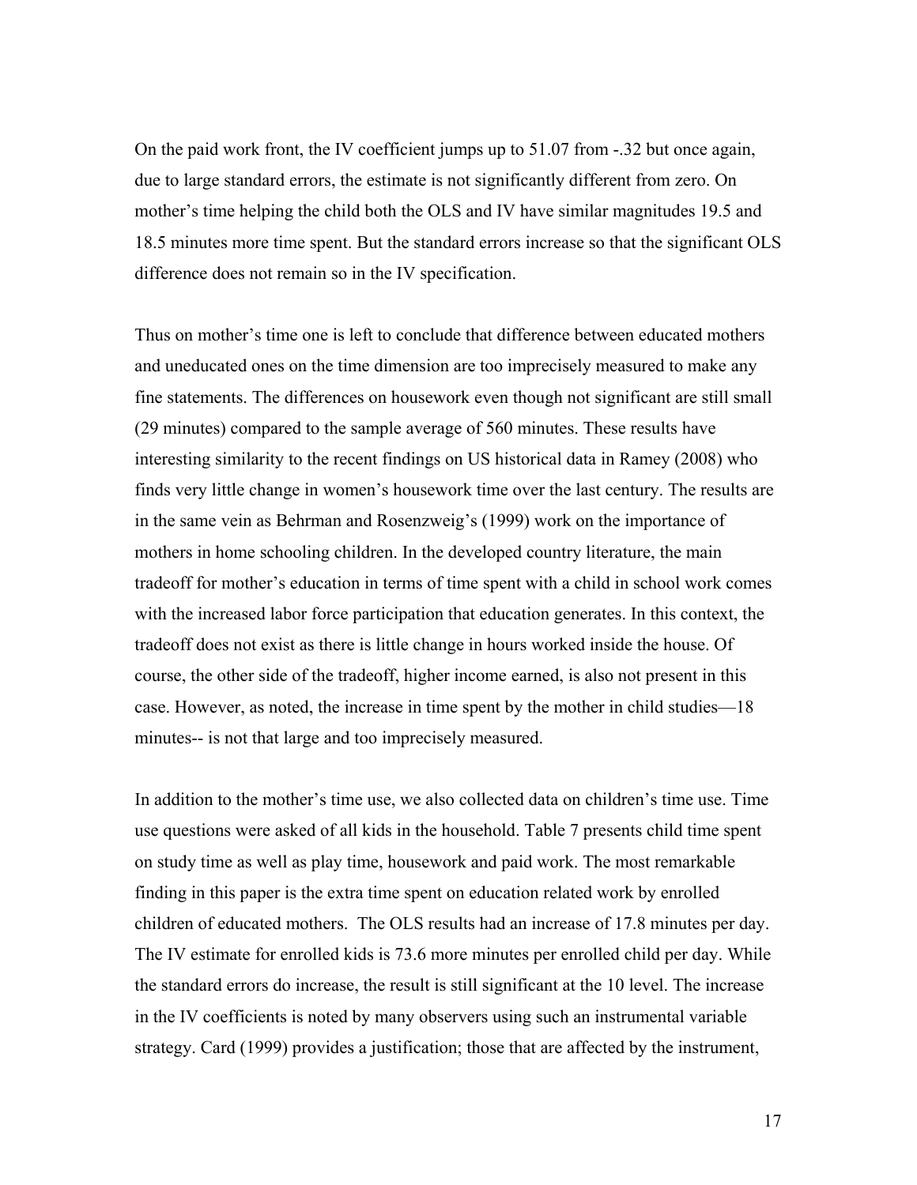On the paid work front, the IV coefficient jumps up to 51.07 from -.32 but once again, due to large standard errors, the estimate is not significantly different from zero. On mother's time helping the child both the OLS and IV have similar magnitudes 19.5 and 18.5 minutes more time spent. But the standard errors increase so that the significant OLS difference does not remain so in the IV specification.

Thus on mother's time one is left to conclude that difference between educated mothers and uneducated ones on the time dimension are too imprecisely measured to make any fine statements. The differences on housework even though not significant are still small (29 minutes) compared to the sample average of 560 minutes. These results have interesting similarity to the recent findings on US historical data in Ramey (2008) who finds very little change in women's housework time over the last century. The results are in the same vein as Behrman and Rosenzweig's (1999) work on the importance of mothers in home schooling children. In the developed country literature, the main tradeoff for mother's education in terms of time spent with a child in school work comes with the increased labor force participation that education generates. In this context, the tradeoff does not exist as there is little change in hours worked inside the house. Of course, the other side of the tradeoff, higher income earned, is also not present in this case. However, as noted, the increase in time spent by the mother in child studies—18 minutes-- is not that large and too imprecisely measured.

In addition to the mother's time use, we also collected data on children's time use. Time use questions were asked of all kids in the household. Table 7 presents child time spent on study time as well as play time, housework and paid work. The most remarkable finding in this paper is the extra time spent on education related work by enrolled children of educated mothers. The OLS results had an increase of 17.8 minutes per day. The IV estimate for enrolled kids is 73.6 more minutes per enrolled child per day. While the standard errors do increase, the result is still significant at the 10 level. The increase in the IV coefficients is noted by many observers using such an instrumental variable strategy. Card (1999) provides a justification; those that are affected by the instrument,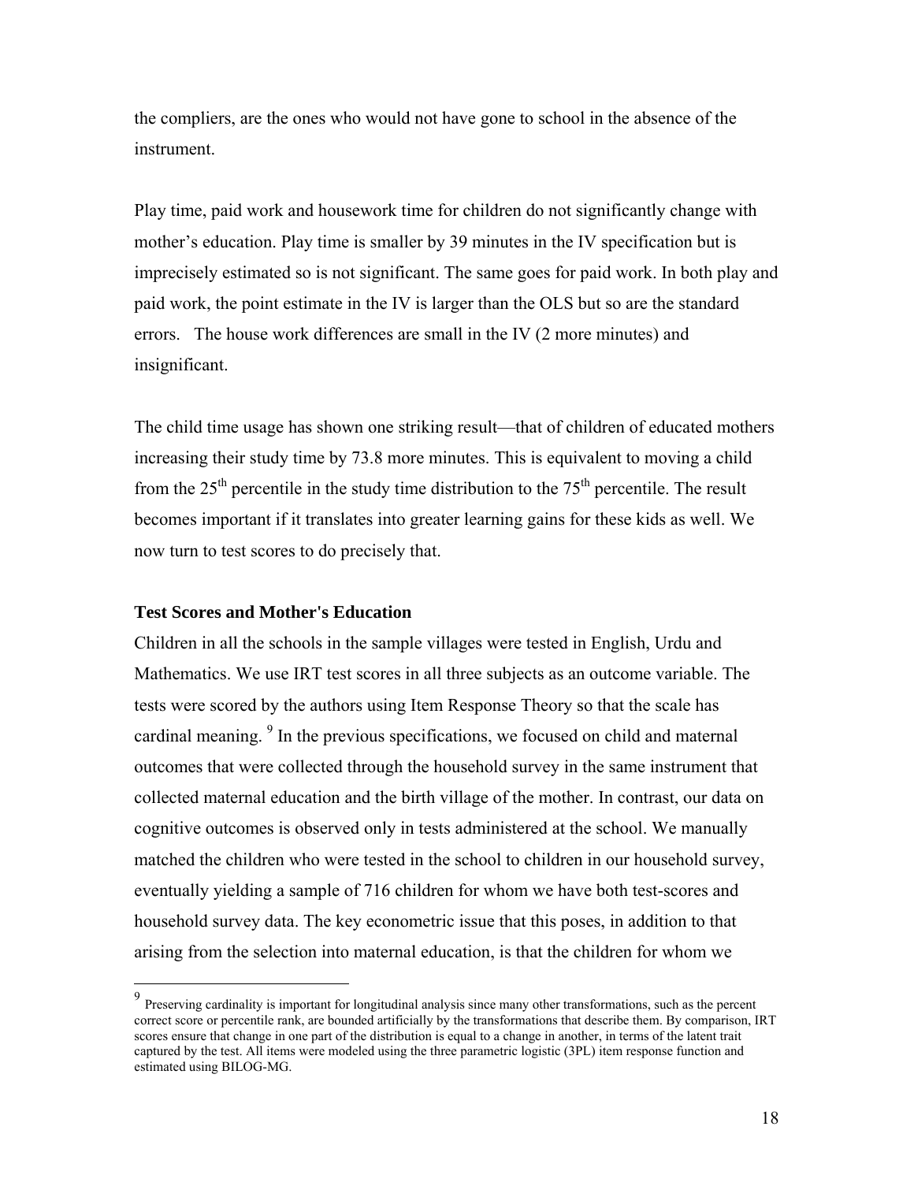the compliers, are the ones who would not have gone to school in the absence of the instrument.

Play time, paid work and housework time for children do not significantly change with mother's education. Play time is smaller by 39 minutes in the IV specification but is imprecisely estimated so is not significant. The same goes for paid work. In both play and paid work, the point estimate in the IV is larger than the OLS but so are the standard errors. The house work differences are small in the IV (2 more minutes) and insignificant.

The child time usage has shown one striking result—that of children of educated mothers increasing their study time by 73.8 more minutes. This is equivalent to moving a child from the 25th percentile in the study time distribution to the 75th percentile. The result becomes important if it translates into greater learning gains for these kids as well. We now turn to test scores to do precisely that.

**Test Scores and Mother's Education**

Children in all the schools in the sample villages were tested in English, Urdu and Mathematics. We use IRT test scores in all three subjects as an outcome variable. The tests were scored by the authors using Item Response Theory so that the scale has cardinal meaning. [9] In the previous specifications, we focused on child and maternal outcomes that were collected through the household survey in the same instrument that collected maternal education and the birth village of the mother. In contrast, our data on cognitive outcomes is observed only in tests administered at the school. We manually matched the children who were tested in the school to children in our household survey, eventually yielding a sample of 716 children for whom we have both test-scores and household survey data. The key econometric issue that this poses, in addition to that arising from the selection into maternal education, is that the children for whom we

---

[9] Preserving cardinality is important for longitudinal analysis since many other transformations, such as the percent correct score or percentile rank, are bounded artificially by the transformations that describe them. By comparison, IRT scores ensure that change in one part of the distribution is equal to a change in another, in terms of the latent trait captured by the test. All items were modeled using the three parametric logistic (3PL) item response function and estimated using BILOG-MG.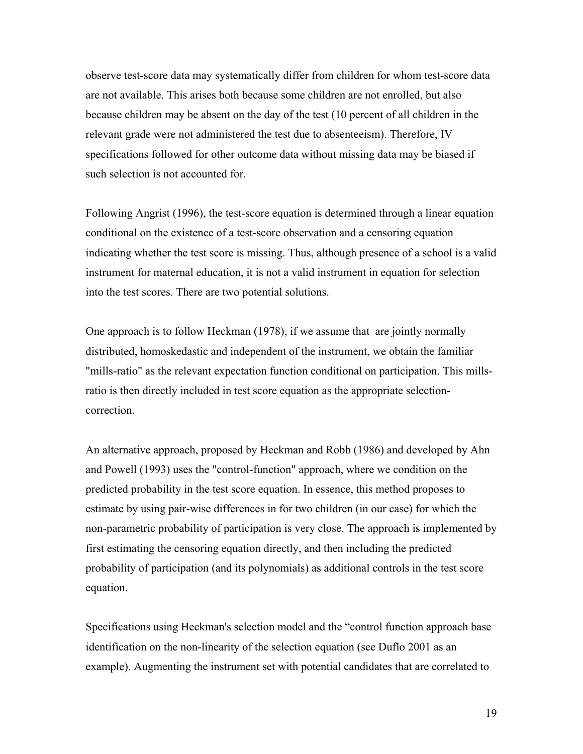observe test-score data may systematically differ from children for whom test-score data are not available. This arises both because some children are not enrolled, but also because children may be absent on the day of the test (10 percent of all children in the relevant grade were not administered the test due to absenteeism). Therefore, IV specifications followed for other outcome data without missing data may be biased if such selection is not accounted for.

Following Angrist (1996), the test-score equation is determined through a linear equation conditional on the existence of a test-score observation and a censoring equation indicating whether the test score is missing. Thus, although presence of a school is a valid instrument for maternal education, it is not a valid instrument in equation for selection into the test scores. There are two potential solutions.

One approach is to follow Heckman (1978), if we assume that  are jointly normally distributed, homoskedastic and independent of the instrument, we obtain the familiar "mills-ratio" as the relevant expectation function conditional on participation. This mills-ratio is then directly included in test score equation as the appropriate selection-correction.

An alternative approach, proposed by Heckman and Robb (1986) and developed by Ahn and Powell (1993) uses the "control-function" approach, where we condition on the predicted probability in the test score equation. In essence, this method proposes to estimate by using pair-wise differences in for two children (in our case) for which the non-parametric probability of participation is very close. The approach is implemented by first estimating the censoring equation directly, and then including the predicted probability of participation (and its polynomials) as additional controls in the test score equation.

Specifications using Heckman's selection model and the "control function approach base identification on the non-linearity of the selection equation (see Duflo 2001 as an example). Augmenting the instrument set with potential candidates that are correlated to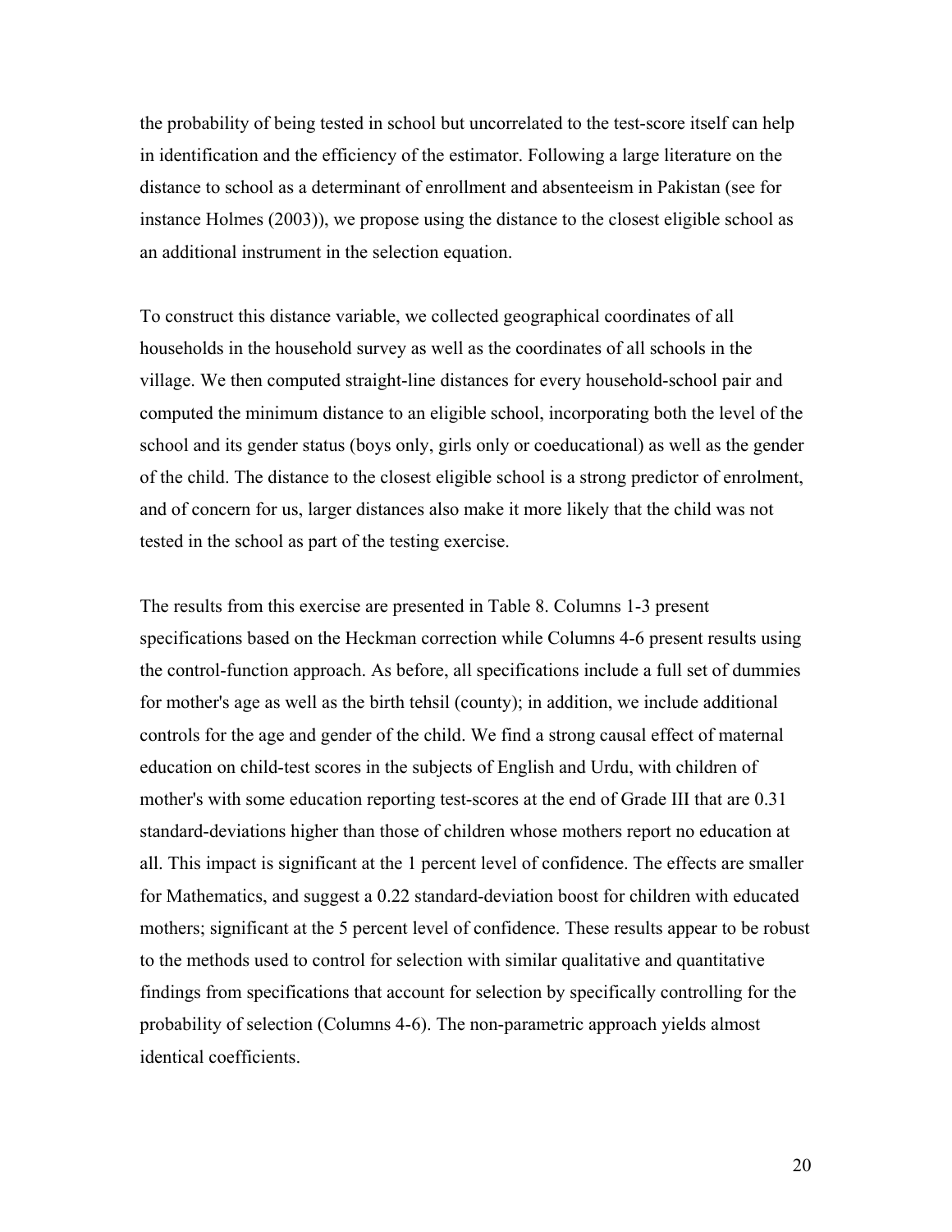the probability of being tested in school but uncorrelated to the test-score itself can help in identification and the efficiency of the estimator. Following a large literature on the distance to school as a determinant of enrollment and absenteeism in Pakistan (see for instance Holmes (2003)), we propose using the distance to the closest eligible school as an additional instrument in the selection equation.

To construct this distance variable, we collected geographical coordinates of all households in the household survey as well as the coordinates of all schools in the village. We then computed straight-line distances for every household-school pair and computed the minimum distance to an eligible school, incorporating both the level of the school and its gender status (boys only, girls only or coeducational) as well as the gender of the child. The distance to the closest eligible school is a strong predictor of enrolment, and of concern for us, larger distances also make it more likely that the child was not tested in the school as part of the testing exercise.

The results from this exercise are presented in Table 8. Columns 1-3 present specifications based on the Heckman correction while Columns 4-6 present results using the control-function approach. As before, all specifications include a full set of dummies for mother's age as well as the birth tehsil (county); in addition, we include additional controls for the age and gender of the child. We find a strong causal effect of maternal education on child-test scores in the subjects of English and Urdu, with children of mother's with some education reporting test-scores at the end of Grade III that are 0.31 standard-deviations higher than those of children whose mothers report no education at all. This impact is significant at the 1 percent level of confidence. The effects are smaller for Mathematics, and suggest a 0.22 standard-deviation boost for children with educated mothers; significant at the 5 percent level of confidence. These results appear to be robust to the methods used to control for selection with similar qualitative and quantitative findings from specifications that account for selection by specifically controlling for the probability of selection (Columns 4-6). The non-parametric approach yields almost identical coefficients.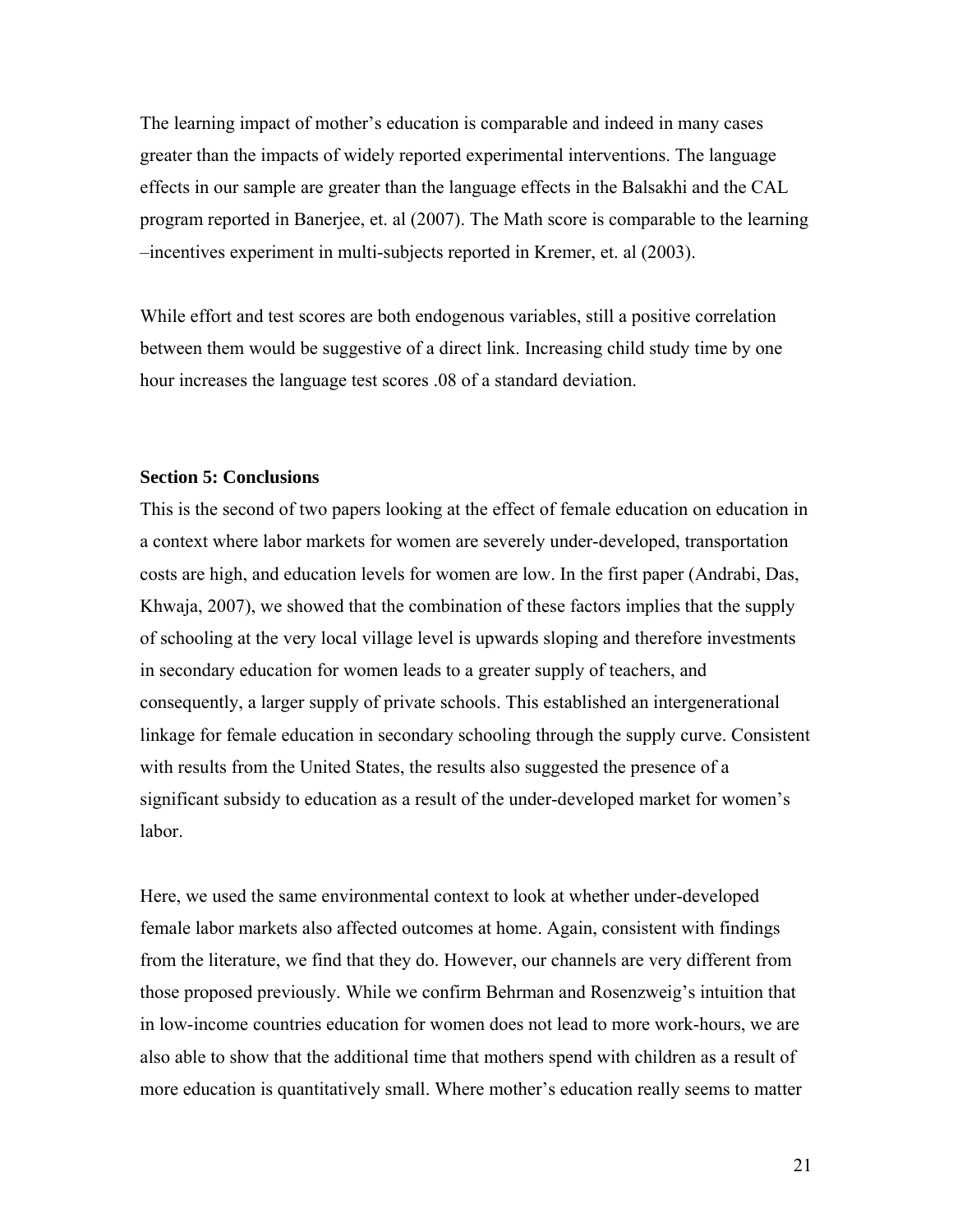The learning impact of mother's education is comparable and indeed in many cases greater than the impacts of widely reported experimental interventions. The language effects in our sample are greater than the language effects in the Balsakhi and the CAL program reported in Banerjee, et. al (2007). The Math score is comparable to the learning –incentives experiment in multi-subjects reported in Kremer, et. al (2003).

While effort and test scores are both endogenous variables, still a positive correlation between them would be suggestive of a direct link. Increasing child study time by one hour increases the language test scores .08 of a standard deviation.

**Section 5: Conclusions**

This is the second of two papers looking at the effect of female education on education in a context where labor markets for women are severely under-developed, transportation costs are high, and education levels for women are low. In the first paper (Andrabi, Das, Khwaja, 2007), we showed that the combination of these factors implies that the supply of schooling at the very local village level is upwards sloping and therefore investments in secondary education for women leads to a greater supply of teachers, and consequently, a larger supply of private schools. This established an intergenerational linkage for female education in secondary schooling through the supply curve. Consistent with results from the United States, the results also suggested the presence of a significant subsidy to education as a result of the under-developed market for women's labor.

Here, we used the same environmental context to look at whether under-developed female labor markets also affected outcomes at home. Again, consistent with findings from the literature, we find that they do. However, our channels are very different from those proposed previously. While we confirm Behrman and Rosenzweig's intuition that in low-income countries education for women does not lead to more work-hours, we are also able to show that the additional time that mothers spend with children as a result of more education is quantitatively small. Where mother's education really seems to matter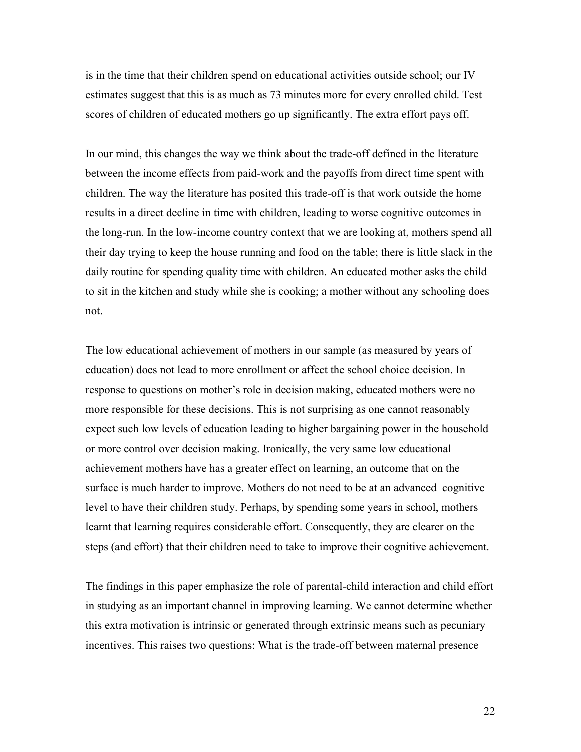is in the time that their children spend on educational activities outside school; our IV estimates suggest that this is as much as 73 minutes more for every enrolled child. Test scores of children of educated mothers go up significantly. The extra effort pays off.

In our mind, this changes the way we think about the trade-off defined in the literature between the income effects from paid-work and the payoffs from direct time spent with children. The way the literature has posited this trade-off is that work outside the home results in a direct decline in time with children, leading to worse cognitive outcomes in the long-run. In the low-income country context that we are looking at, mothers spend all their day trying to keep the house running and food on the table; there is little slack in the daily routine for spending quality time with children. An educated mother asks the child to sit in the kitchen and study while she is cooking; a mother without any schooling does not.

The low educational achievement of mothers in our sample (as measured by years of education) does not lead to more enrollment or affect the school choice decision. In response to questions on mother's role in decision making, educated mothers were no more responsible for these decisions. This is not surprising as one cannot reasonably expect such low levels of education leading to higher bargaining power in the household or more control over decision making. Ironically, the very same low educational achievement mothers have has a greater effect on learning, an outcome that on the surface is much harder to improve. Mothers do not need to be at an advanced cognitive level to have their children study. Perhaps, by spending some years in school, mothers learnt that learning requires considerable effort. Consequently, they are clearer on the steps (and effort) that their children need to take to improve their cognitive achievement.

The findings in this paper emphasize the role of parental-child interaction and child effort in studying as an important channel in improving learning. We cannot determine whether this extra motivation is intrinsic or generated through extrinsic means such as pecuniary incentives. This raises two questions: What is the trade-off between maternal presence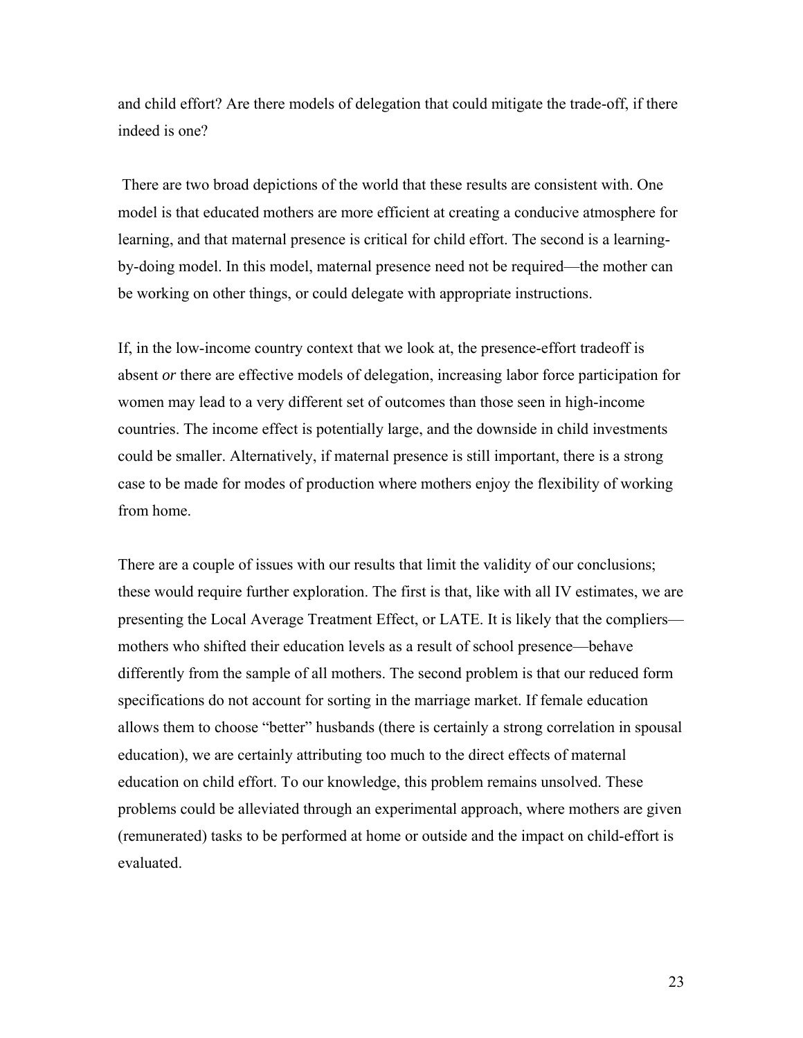and child effort? Are there models of delegation that could mitigate the trade-off, if there indeed is one?

There are two broad depictions of the world that these results are consistent with. One model is that educated mothers are more efficient at creating a conducive atmosphere for learning, and that maternal presence is critical for child effort. The second is a learning-by-doing model. In this model, maternal presence need not be required—the mother can be working on other things, or could delegate with appropriate instructions.

If, in the low-income country context that we look at, the presence-effort tradeoff is absent *or* there are effective models of delegation, increasing labor force participation for women may lead to a very different set of outcomes than those seen in high-income countries. The income effect is potentially large, and the downside in child investments could be smaller. Alternatively, if maternal presence is still important, there is a strong case to be made for modes of production where mothers enjoy the flexibility of working from home.

There are a couple of issues with our results that limit the validity of our conclusions; these would require further exploration. The first is that, like with all IV estimates, we are presenting the Local Average Treatment Effect, or LATE. It is likely that the compliers—mothers who shifted their education levels as a result of school presence—behave differently from the sample of all mothers. The second problem is that our reduced form specifications do not account for sorting in the marriage market. If female education allows them to choose "better" husbands (there is certainly a strong correlation in spousal education), we are certainly attributing too much to the direct effects of maternal education on child effort. To our knowledge, this problem remains unsolved. These problems could be alleviated through an experimental approach, where mothers are given (remunerated) tasks to be performed at home or outside and the impact on child-effort is evaluated.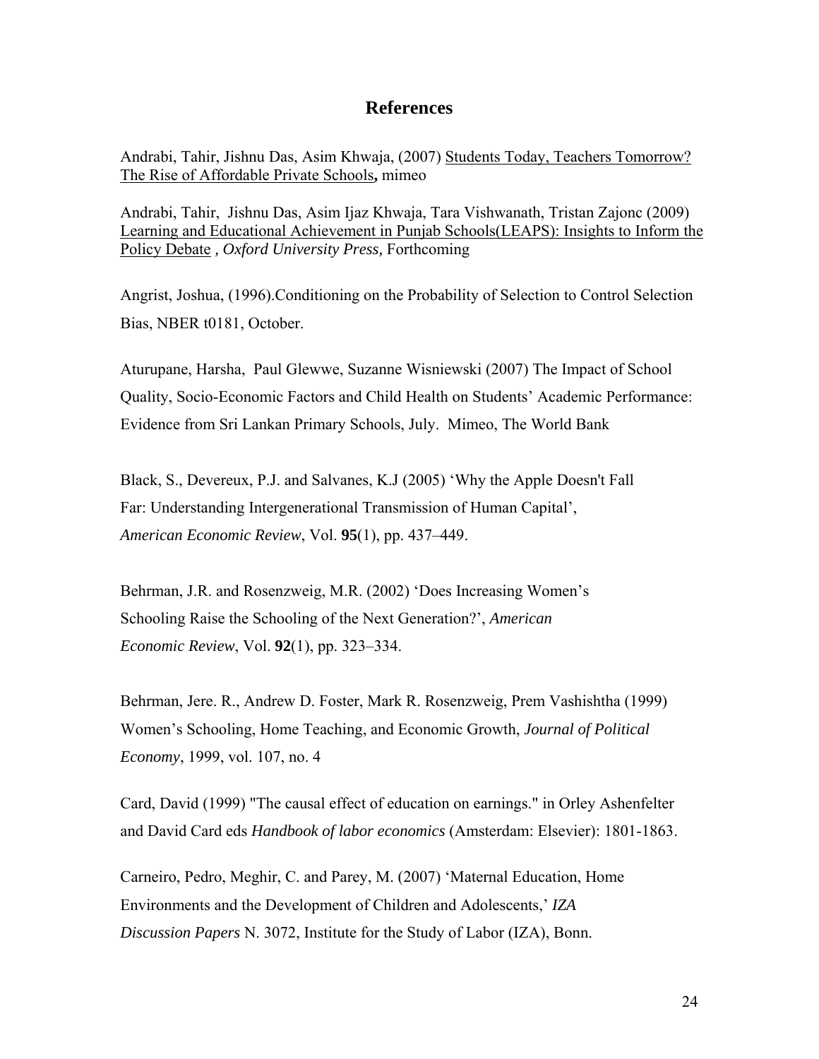# References

Andrabi, Tahir, Jishnu Das, Asim Khwaja, (2007) Students Today, Teachers Tomorrow? The Rise of Affordable Private Schools**,** mimeo

Andrabi, Tahir, Jishnu Das, Asim Ijaz Khwaja, Tara Vishwanath, Tristan Zajonc (2009) Learning and Educational Achievement in Punjab Schools(LEAPS): Insights to Inform the Policy Debate *, Oxford University Press,* Forthcoming

Angrist, Joshua, (1996).Conditioning on the Probability of Selection to Control Selection Bias, NBER t0181, October.

Aturupane, Harsha, Paul Glewwe, Suzanne Wisniewski (2007) The Impact of School Quality, Socio-Economic Factors and Child Health on Students' Academic Performance: Evidence from Sri Lankan Primary Schools, July. Mimeo, The World Bank

Black, S., Devereux, P.J. and Salvanes, K.J (2005) 'Why the Apple Doesn't Fall Far: Understanding Intergenerational Transmission of Human Capital', *American Economic Review*, Vol. **95**(1), pp. 437–449.

Behrman, J.R. and Rosenzweig, M.R. (2002) 'Does Increasing Women's Schooling Raise the Schooling of the Next Generation?', *American Economic Review*, Vol. **92**(1), pp. 323–334.

Behrman, Jere. R., Andrew D. Foster, Mark R. Rosenzweig, Prem Vashishtha (1999) Women's Schooling, Home Teaching, and Economic Growth, *Journal of Political Economy*, 1999, vol. 107, no. 4

Card, David (1999) "The causal effect of education on earnings." in Orley Ashenfelter and David Card eds *Handbook of labor economics* (Amsterdam: Elsevier): 1801-1863.

Carneiro, Pedro, Meghir, C. and Parey, M. (2007) 'Maternal Education, Home Environments and the Development of Children and Adolescents,' *IZA Discussion Papers* N. 3072, Institute for the Study of Labor (IZA), Bonn.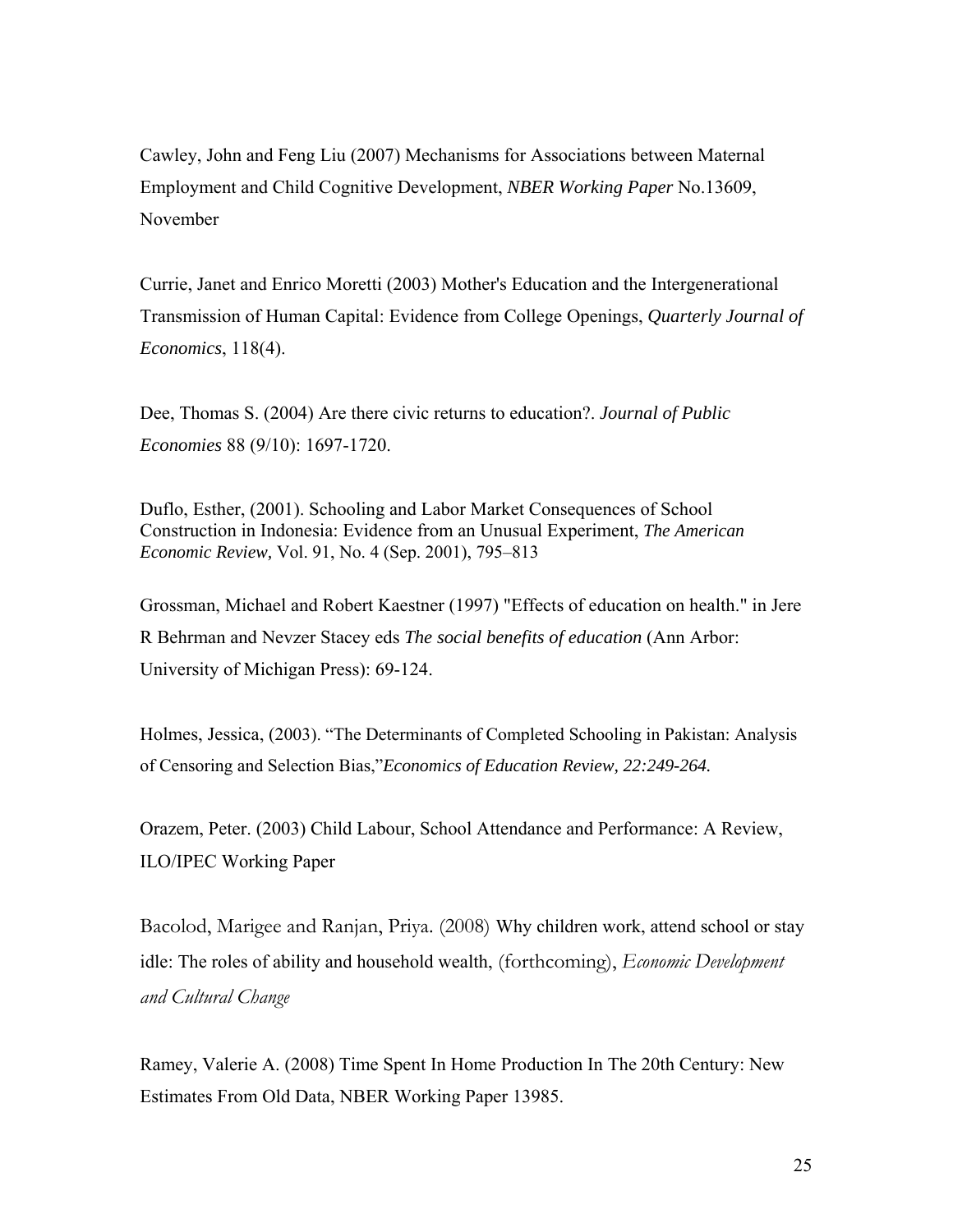Cawley, John and Feng Liu (2007) Mechanisms for Associations between Maternal Employment and Child Cognitive Development, *NBER Working Paper* No.13609, November

Currie, Janet and Enrico Moretti (2003) Mother's Education and the Intergenerational Transmission of Human Capital: Evidence from College Openings, *Quarterly Journal of Economics*, 118(4).

Dee, Thomas S. (2004) Are there civic returns to education?. *Journal of Public Economies* 88 (9/10): 1697-1720.

Duflo, Esther, (2001). Schooling and Labor Market Consequences of School Construction in Indonesia: Evidence from an Unusual Experiment, *The American Economic Review,* Vol. 91, No. 4 (Sep. 2001), 795–813

Grossman, Michael and Robert Kaestner (1997) "Effects of education on health." in Jere R Behrman and Nevzer Stacey eds *The social benefits of education* (Ann Arbor: University of Michigan Press): 69-124.

Holmes, Jessica, (2003). "The Determinants of Completed Schooling in Pakistan: Analysis of Censoring and Selection Bias,"*Economics of Education Review, 22:249-264.*

Orazem, Peter. (2003) Child Labour, School Attendance and Performance: A Review, ILO/IPEC Working Paper

Bacolod, Marigee and Ranjan, Priya. (2008) Why children work, attend school or stay idle: The roles of ability and household wealth, (forthcoming), *Economic Development and Cultural Change*

Ramey, Valerie A. (2008) Time Spent In Home Production In The 20th Century: New Estimates From Old Data, NBER Working Paper 13985.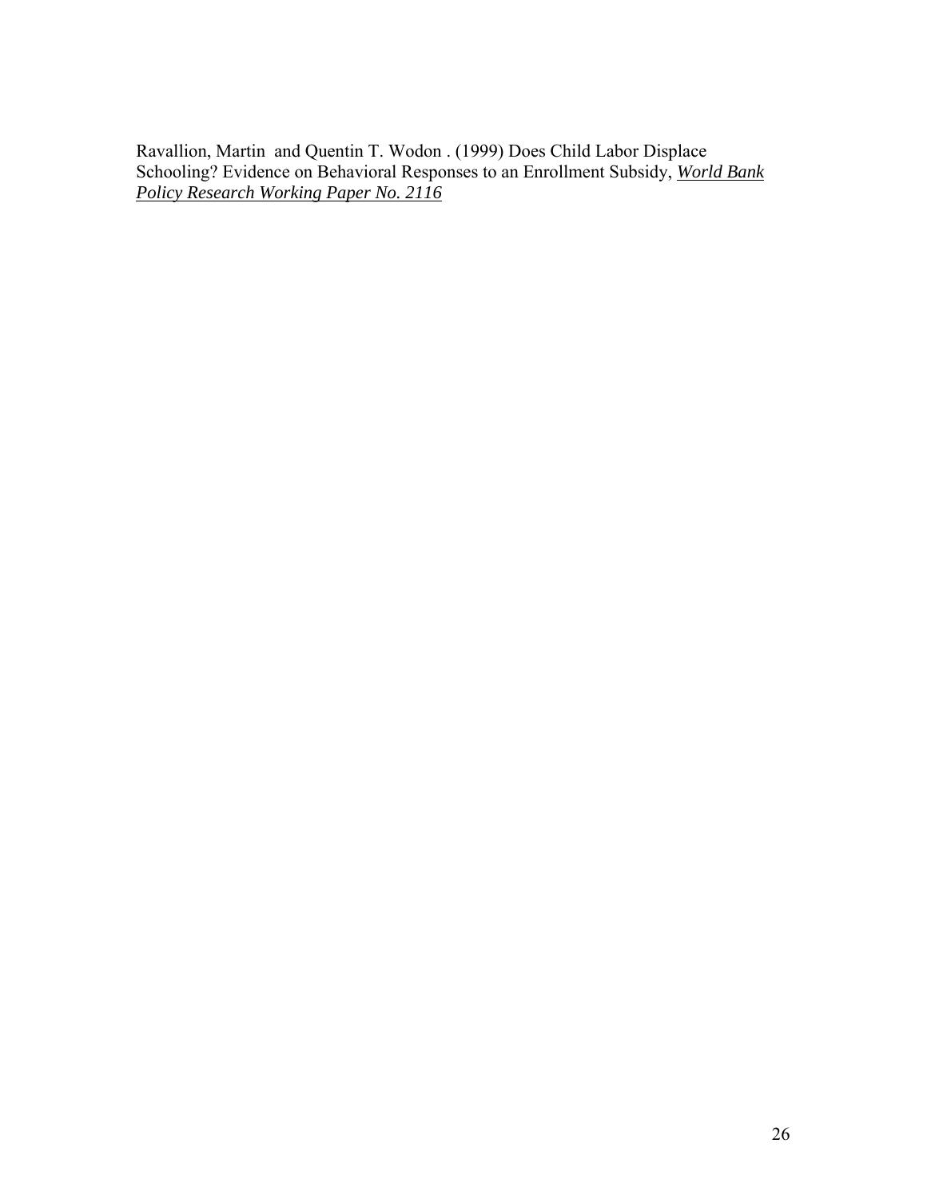Ravallion, Martin and Quentin T. Wodon . (1999) Does Child Labor Displace Schooling? Evidence on Behavioral Responses to an Enrollment Subsidy, ***World Bank Policy Research Working Paper No. 2116***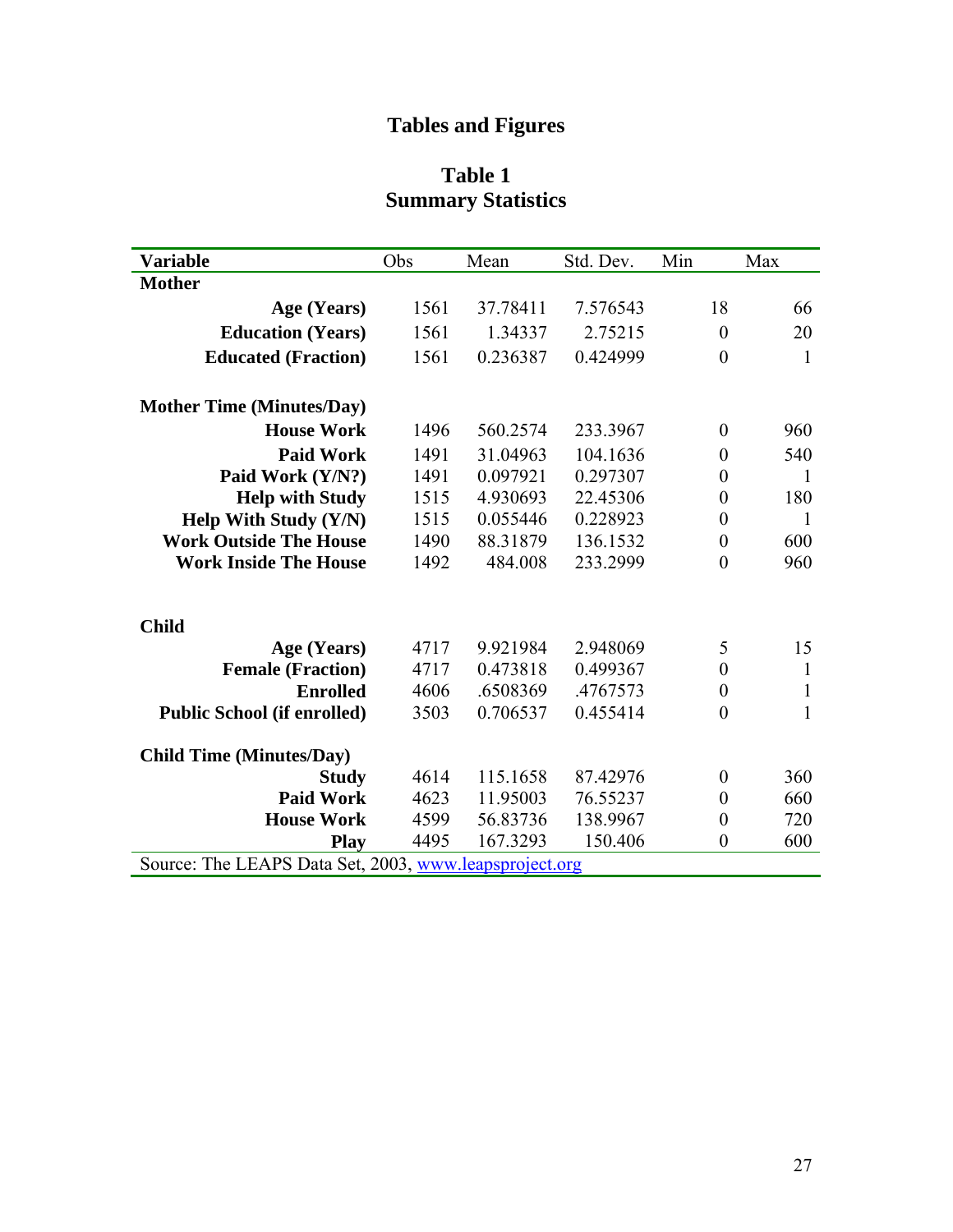# Tables and Figures

## Table 1
## Summary Statistics

| Variable | Obs | Mean | Std. Dev. | Min | Max |
|---|---|---|---|---|---|
| **Mother** | | | | | |
| **Age (Years)** | 1561 | 37.78411 | 7.576543 | 18 | 66 |
| **Education (Years)** | 1561 | 1.34337 | 2.75215 | 0 | 20 |
| **Educated (Fraction)** | 1561 | 0.236387 | 0.424999 | 0 | 1 |
| | | | | | |
| **Mother Time (Minutes/Day)** | | | | | |
| **House Work** | 1496 | 560.2574 | 233.3967 | 0 | 960 |
| **Paid Work** | 1491 | 31.04963 | 104.1636 | 0 | 540 |
| **Paid Work (Y/N?)** | 1491 | 0.097921 | 0.297307 | 0 | 1 |
| **Help with Study** | 1515 | 4.930693 | 22.45306 | 0 | 180 |
| **Help With Study (Y/N)** | 1515 | 0.055446 | 0.228923 | 0 | 1 |
| **Work Outside The House** | 1490 | 88.31879 | 136.1532 | 0 | 600 |
| **Work Inside The House** | 1492 | 484.008 | 233.2999 | 0 | 960 |
| | | | | | |
| **Child** | | | | | |
| **Age (Years)** | 4717 | 9.921984 | 2.948069 | 5 | 15 |
| **Female (Fraction)** | 4717 | 0.473818 | 0.499367 | 0 | 1 |
| **Enrolled** | 4606 | .6508369 | .4767573 | 0 | 1 |
| **Public School (if enrolled)** | 3503 | 0.706537 | 0.455414 | 0 | 1 |
| | | | | | |
| **Child Time (Minutes/Day)** | | | | | |
| **Study** | 4614 | 115.1658 | 87.42976 | 0 | 360 |
| **Paid Work** | 4623 | 11.95003 | 76.55237 | 0 | 660 |
| **House Work** | 4599 | 56.83736 | 138.9967 | 0 | 720 |
| **Play** | 4495 | 167.3293 | 150.406 | 0 | 600 |

Source: The LEAPS Data Set, 2003, www.leapsproject.org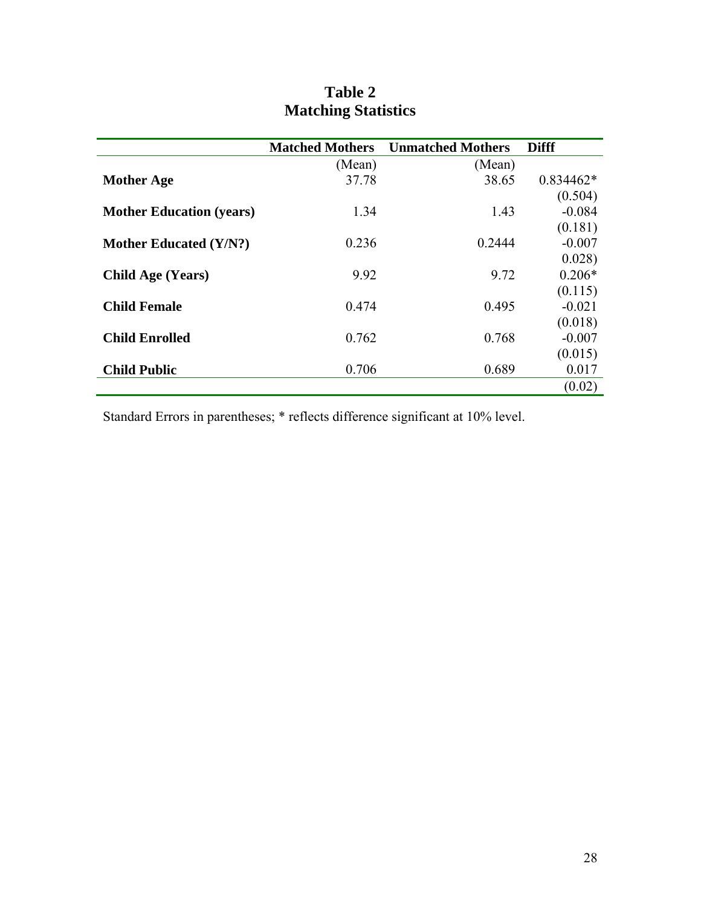# Table 2
# Matching Statistics

| | Matched Mothers | Unmatched Mothers | Difff |
|---|---|---|---|
| | (Mean) | (Mean) | |
| **Mother Age** | 37.78 | 38.65 | 0.834462* |
| | | | (0.504) |
| **Mother Education (years)** | 1.34 | 1.43 | -0.084 |
| | | | (0.181) |
| **Mother Educated (Y/N?)** | 0.236 | 0.2444 | -0.007 |
| | | | 0.028) |
| **Child Age (Years)** | 9.92 | 9.72 | 0.206* |
| | | | (0.115) |
| **Child Female** | 0.474 | 0.495 | -0.021 |
| | | | (0.018) |
| **Child Enrolled** | 0.762 | 0.768 | -0.007 |
| | | | (0.015) |
| **Child Public** | 0.706 | 0.689 | 0.017 |
| | | | (0.02) |

Standard Errors in parentheses; * reflects difference significant at 10% level.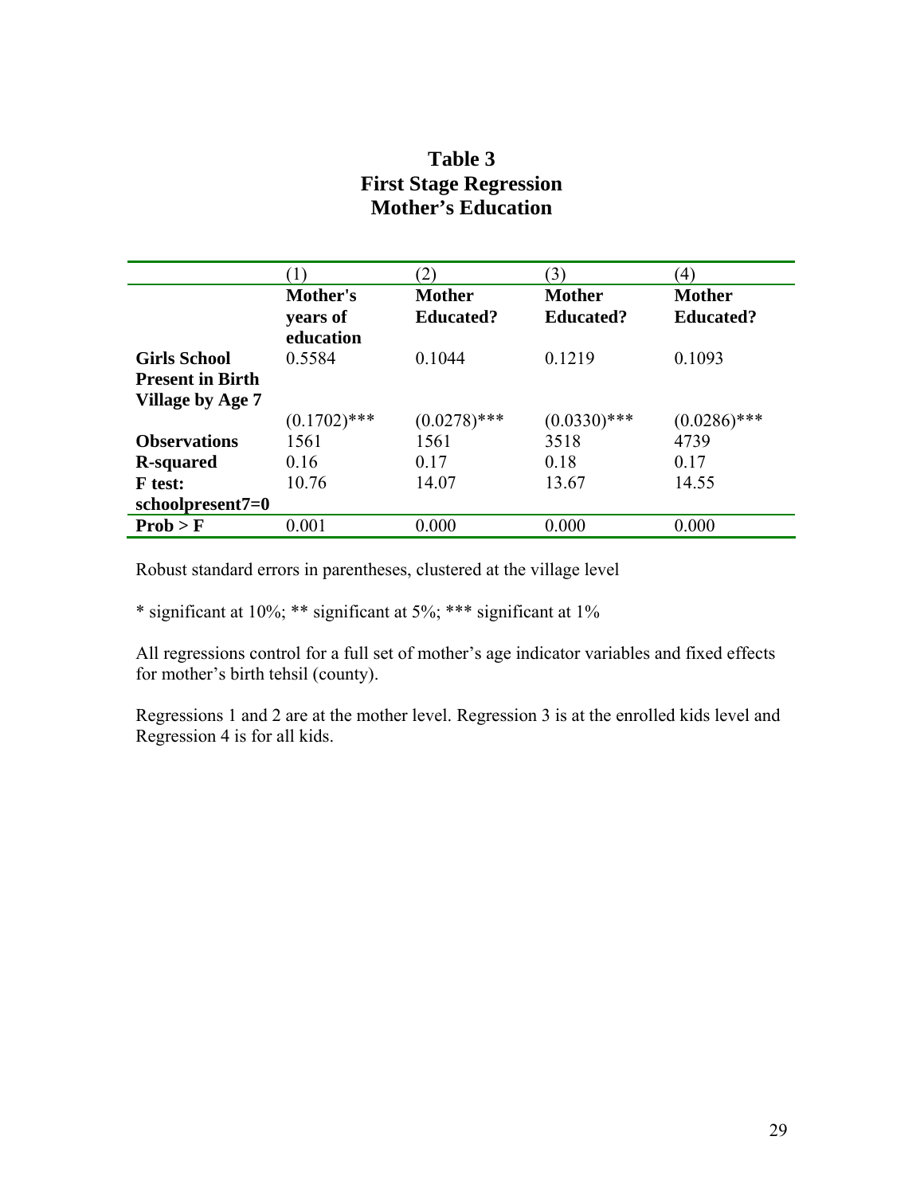# Table 3
## First Stage Regression
## Mother's Education

| | (1) | (2) | (3) | (4) |
|---|---|---|---|---|
| | **Mother's years of education** | **Mother Educated?** | **Mother Educated?** | **Mother Educated?** |
| **Girls School Present in Birth Village by Age 7** | 0.5584 | 0.1044 | 0.1219 | 0.1093 |
| | (0.1702)*** | (0.0278)*** | (0.0330)*** | (0.0286)*** |
| **Observations** | 1561 | 1561 | 3518 | 4739 |
| **R-squared** | 0.16 | 0.17 | 0.18 | 0.17 |
| **F test: schoolpresent7=0** | 10.76 | 14.07 | 13.67 | 14.55 |
| **Prob > F** | 0.001 | 0.000 | 0.000 | 0.000 |

Robust standard errors in parentheses, clustered at the village level

* significant at 10%; ** significant at 5%; *** significant at 1%

All regressions control for a full set of mother's age indicator variables and fixed effects for mother's birth tehsil (county).

Regressions 1 and 2 are at the mother level. Regression 3 is at the enrolled kids level and Regression 4 is for all kids.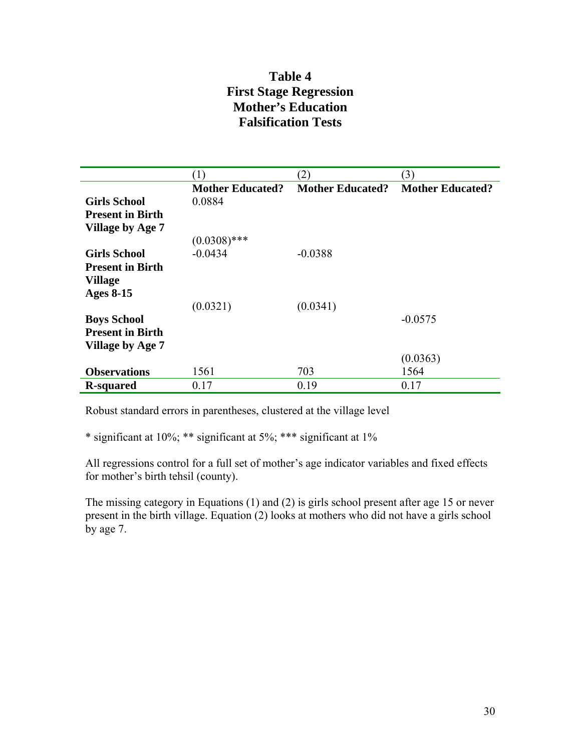# Table 4
## First Stage Regression
## Mother's Education
## Falsification Tests

| | (1) | (2) | (3) |
|---|---|---|---|
| | **Mother Educated?** | **Mother Educated?** | **Mother Educated?** |
| **Girls School Present in Birth Village by Age 7** | 0.0884 | | |
| | (0.0308)*** | | |
| **Girls School Present in Birth Village Ages 8-15** | -0.0434 | -0.0388 | |
| | (0.0321) | (0.0341) | |
| **Boys School Present in Birth Village by Age 7** | | | -0.0575 |
| | | | (0.0363) |
| **Observations** | 1561 | 703 | 1564 |
| **R-squared** | 0.17 | 0.19 | 0.17 |

Robust standard errors in parentheses, clustered at the village level

* significant at 10%; ** significant at 5%; *** significant at 1%

All regressions control for a full set of mother's age indicator variables and fixed effects for mother's birth tehsil (county).

The missing category in Equations (1) and (2) is girls school present after age 15 or never present in the birth village. Equation (2) looks at mothers who did not have a girls school by age 7.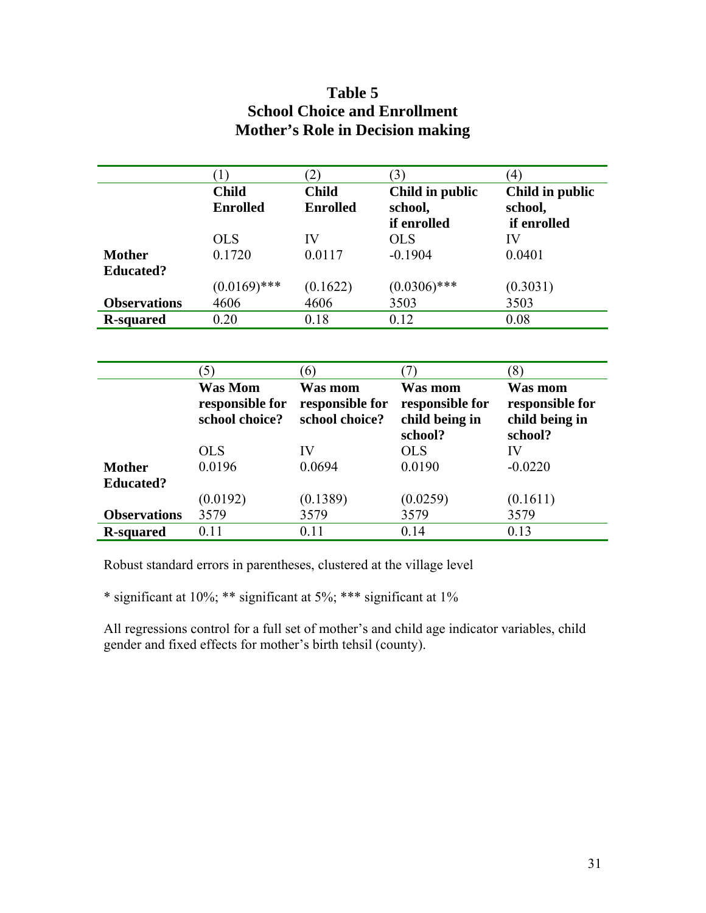# Table 5
## School Choice and Enrollment
## Mother's Role in Decision making

| | (1) | (2) | (3) | (4) |
|---|---|---|---|---|
| | **Child Enrolled** | **Child Enrolled** | **Child in public school, if enrolled** | **Child in public school, if enrolled** |
| | OLS | IV | OLS | IV |
| **Mother Educated?** | 0.1720 | 0.0117 | -0.1904 | 0.0401 |
| | (0.0169)*** | (0.1622) | (0.0306)*** | (0.3031) |
| **Observations** | 4606 | 4606 | 3503 | 3503 |
| **R-squared** | 0.20 | 0.18 | 0.12 | 0.08 |

| | (5) | (6) | (7) | (8) |
|---|---|---|---|---|
| | **Was Mom responsible for school choice?** | **Was mom responsible for school choice?** | **Was mom responsible for child being in school?** | **Was mom responsible for child being in school?** |
| | OLS | IV | OLS | IV |
| **Mother Educated?** | 0.0196 | 0.0694 | 0.0190 | -0.0220 |
| | (0.0192) | (0.1389) | (0.0259) | (0.1611) |
| **Observations** | 3579 | 3579 | 3579 | 3579 |
| **R-squared** | 0.11 | 0.11 | 0.14 | 0.13 |

Robust standard errors in parentheses, clustered at the village level

* significant at 10%; ** significant at 5%; *** significant at 1%

All regressions control for a full set of mother's and child age indicator variables, child gender and fixed effects for mother's birth tehsil (county).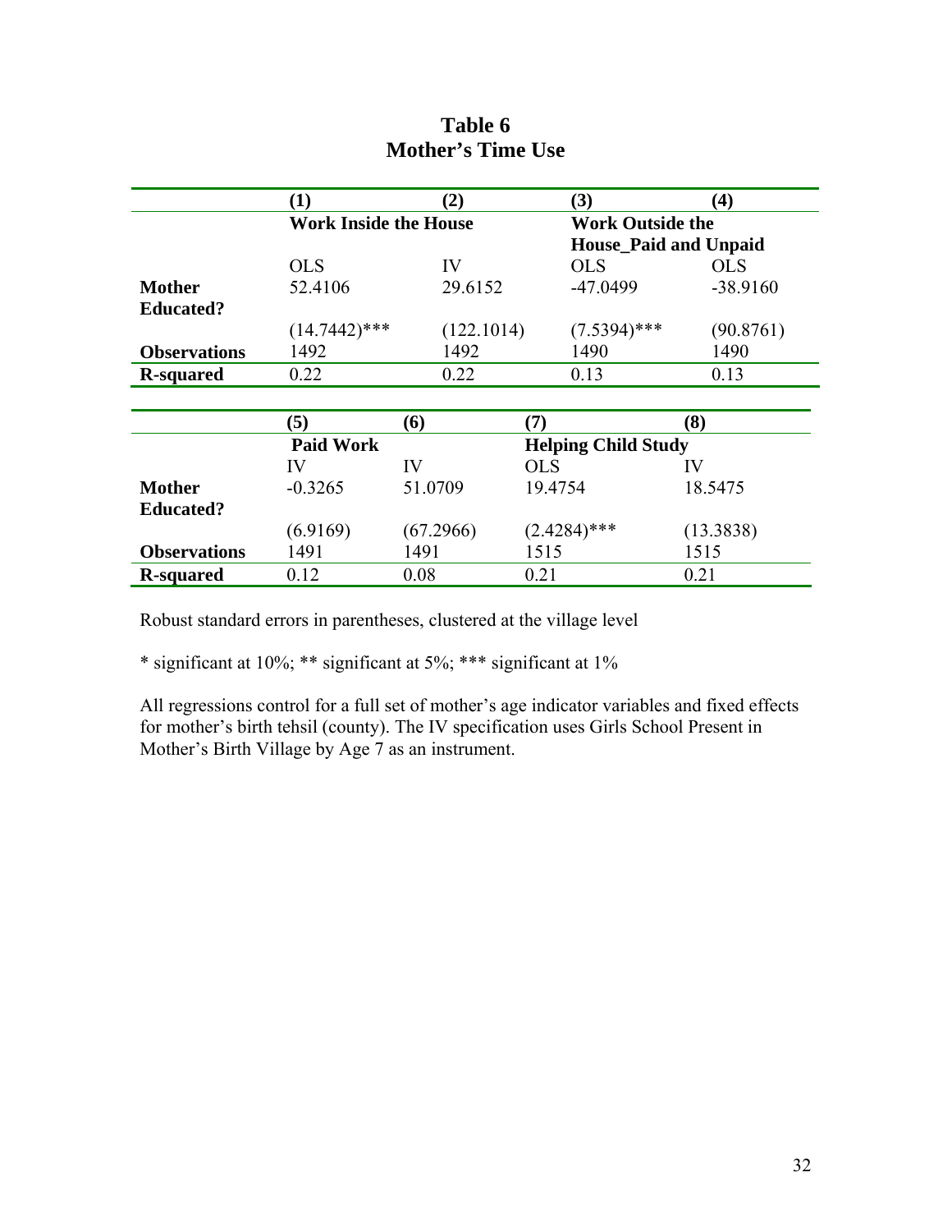# Table 6
## Mother's Time Use

| | (1) | (2) | (3) | (4) |
|---|---|---|---|---|
| | Work Inside the House | | Work Outside the House_Paid and Unpaid | |
| | OLS | IV | OLS | OLS |
| **Mother Educated?** | 52.4106 | 29.6152 | -47.0499 | -38.9160 |
| | (14.7442)*** | (122.1014) | (7.5394)*** | (90.8761) |
| **Observations** | 1492 | 1492 | 1490 | 1490 |
| **R-squared** | 0.22 | 0.22 | 0.13 | 0.13 |

| | (5) | (6) | (7) | (8) |
|---|---|---|---|---|
| | Paid Work | | Helping Child Study | |
| | IV | IV | OLS | IV |
| **Mother Educated?** | -0.3265 | 51.0709 | 19.4754 | 18.5475 |
| | (6.9169) | (67.2966) | (2.4284)*** | (13.3838) |
| **Observations** | 1491 | 1491 | 1515 | 1515 |
| **R-squared** | 0.12 | 0.08 | 0.21 | 0.21 |

Robust standard errors in parentheses, clustered at the village level

* significant at 10%; ** significant at 5%; *** significant at 1%

All regressions control for a full set of mother's age indicator variables and fixed effects for mother's birth tehsil (county). The IV specification uses Girls School Present in Mother's Birth Village by Age 7 as an instrument.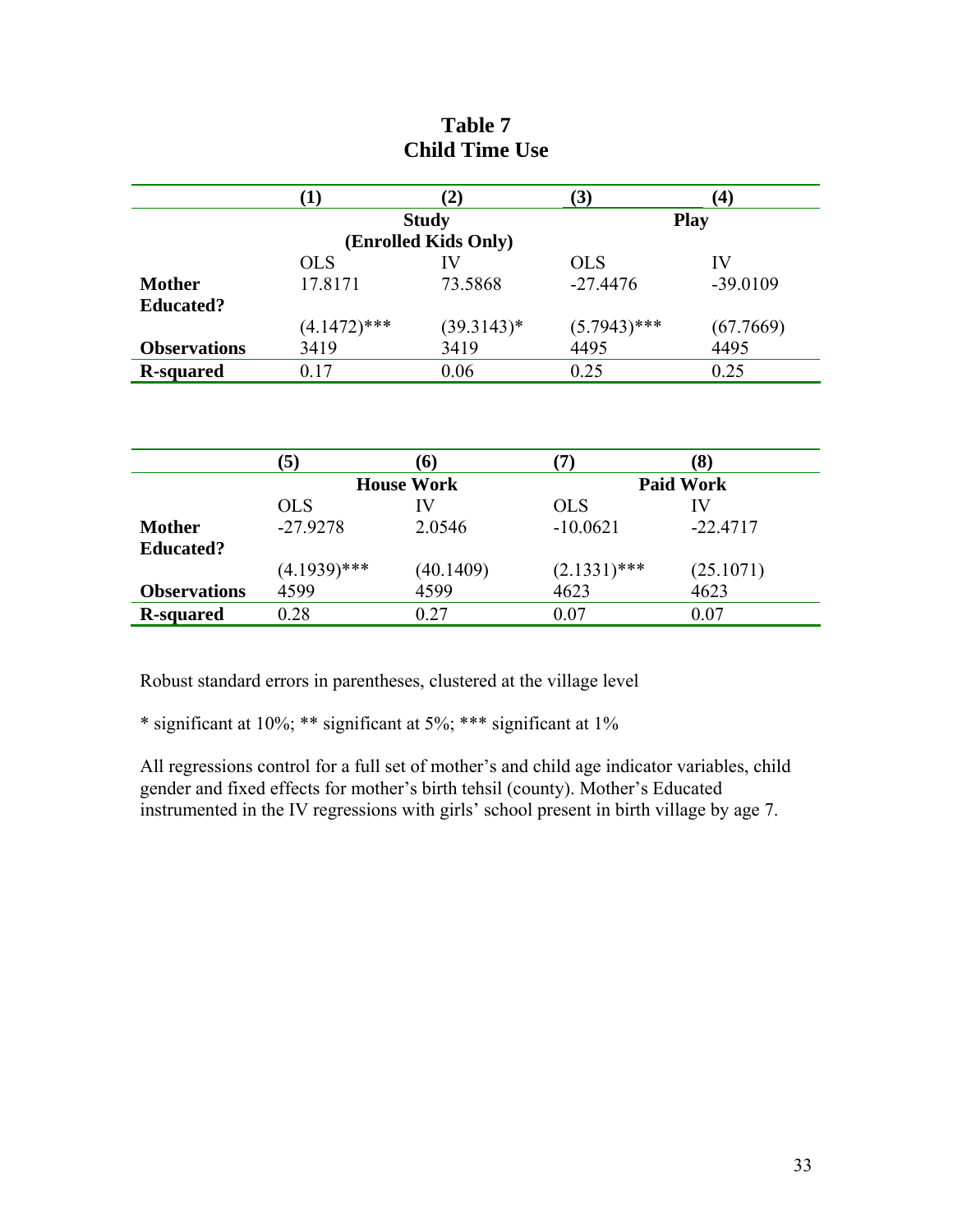# Table 7
## Child Time Use

| | (1) | (2) | (3) | (4) |
|---|---|---|---|---|
| | Study (Enrolled Kids Only) | | Play | |
| | OLS | IV | OLS | IV |
| **Mother Educated?** | 17.8171 | 73.5868 | -27.4476 | -39.0109 |
| | (4.1472)*** | (39.3143)* | (5.7943)*** | (67.7669) |
| **Observations** | 3419 | 3419 | 4495 | 4495 |
| **R-squared** | 0.17 | 0.06 | 0.25 | 0.25 |

| | (5) | (6) | (7) | (8) |
|---|---|---|---|---|
| | House Work | | Paid Work | |
| | OLS | IV | OLS | IV |
| **Mother Educated?** | -27.9278 | 2.0546 | -10.0621 | -22.4717 |
| | (4.1939)*** | (40.1409) | (2.1331)*** | (25.1071) |
| **Observations** | 4599 | 4599 | 4623 | 4623 |
| **R-squared** | 0.28 | 0.27 | 0.07 | 0.07 |

Robust standard errors in parentheses, clustered at the village level

* significant at 10%; ** significant at 5%; *** significant at 1%

All regressions control for a full set of mother's and child age indicator variables, child gender and fixed effects for mother's birth tehsil (county). Mother's Educated instrumented in the IV regressions with girls' school present in birth village by age 7.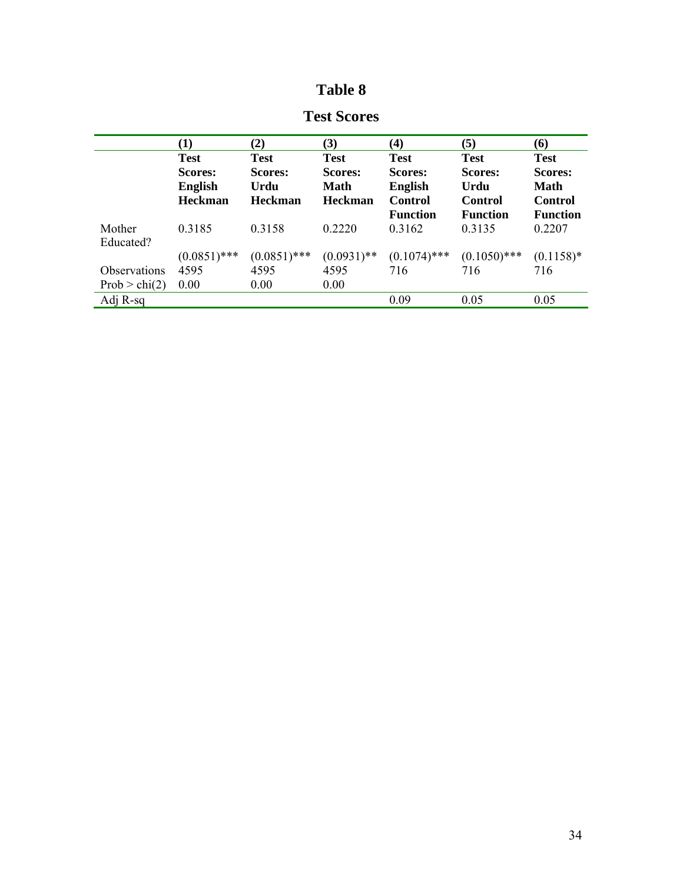# Table 8

## Test Scores

| | (1) | (2) | (3) | (4) | (5) | (6) |
|---|---|---|---|---|---|---|
| | **Test Scores: English Heckman** | **Test Scores: Urdu Heckman** | **Test Scores: Math Heckman** | **Test Scores: English Control Function** | **Test Scores: Urdu Control Function** | **Test Scores: Math Control Function** |
| Mother Educated? | 0.3185 | 0.3158 | 0.2220 | 0.3162 | 0.3135 | 0.2207 |
| | (0.0851)*** | (0.0851)*** | (0.0931)** | (0.1074)*** | (0.1050)*** | (0.1158)* |
| Observations | 4595 | 4595 | 4595 | 716 | 716 | 716 |
| Prob > chi(2) | 0.00 | 0.00 | 0.00 | | | |
| Adj R-sq | | | | 0.09 | 0.05 | 0.05 |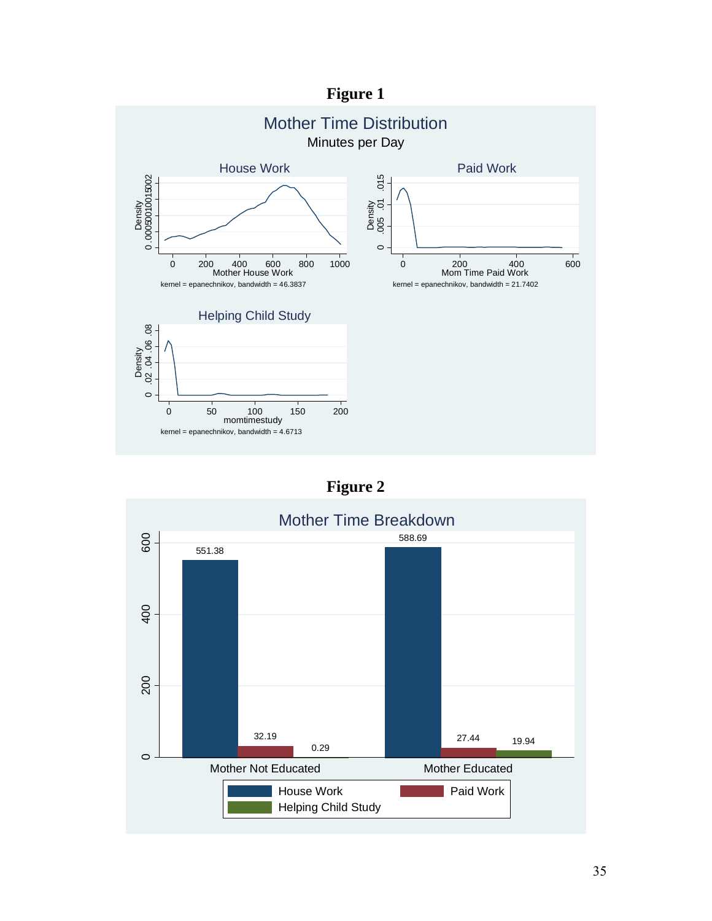**Figure 1**

**Figure 2**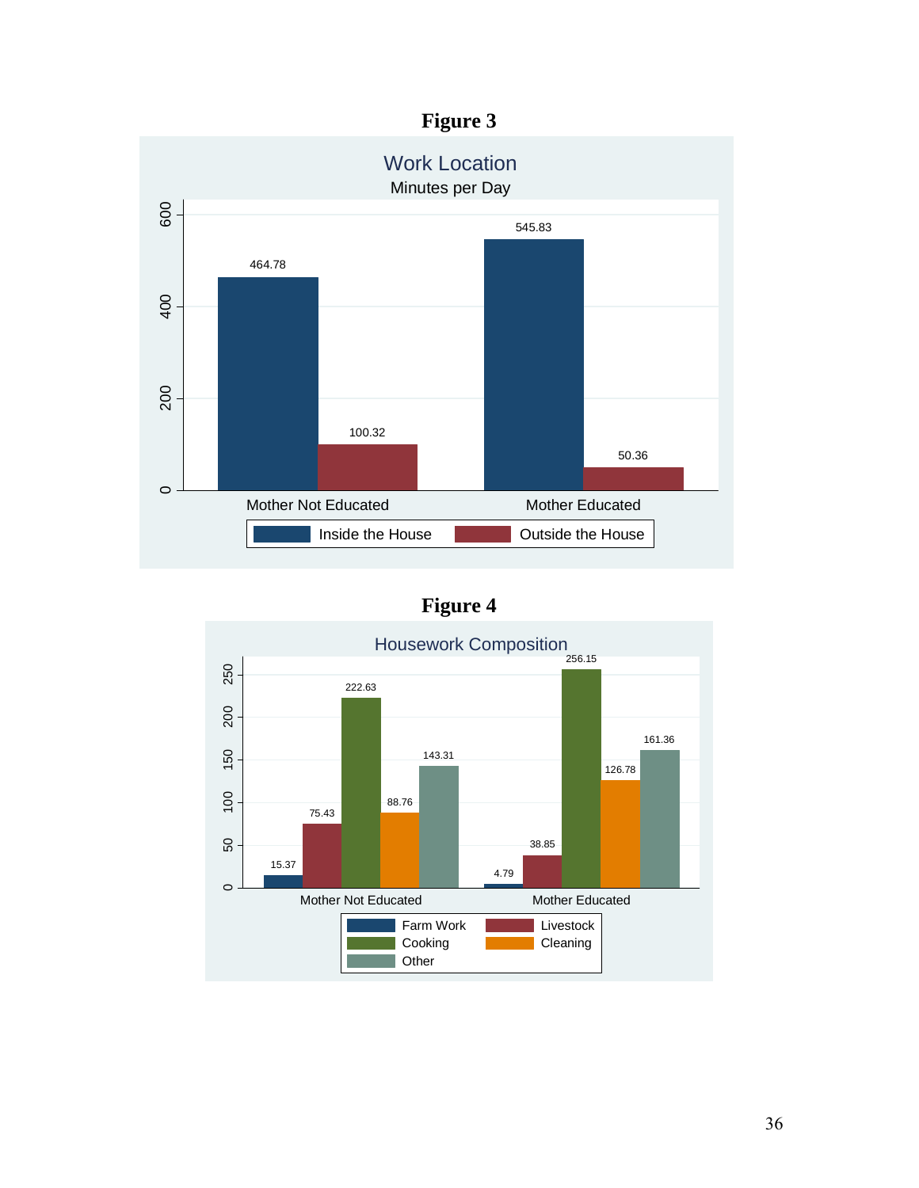# Figure 3

**Work Location**

Minutes per Day

| | Inside the House | Outside the House |
|---|---|---|
| Mother Not Educated | 464.78 | 100.32 |
| Mother Educated | 545.83 | 50.36 |

# Figure 4

**Housework Composition**

| | Farm Work | Livestock | Cooking | Cleaning | Other |
|---|---|---|---|---|---|
| Mother Not Educated | 15.37 | 75.43 | 222.63 | 88.76 | 143.31 |
| Mother Educated | 4.79 | 38.85 | 256.15 | 126.78 | 161.36 |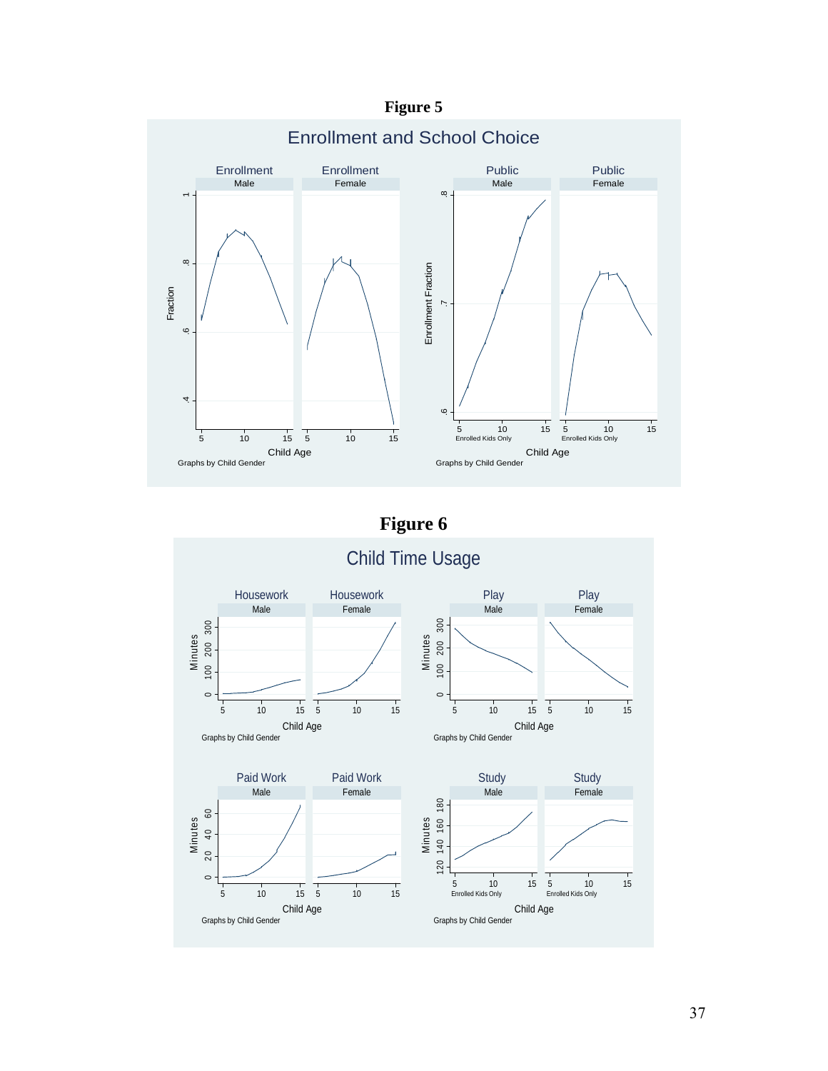**Figure 5**

Enrollment and School Choice

Enrollment
Male

Enrollment
Female

Public
Male

Public
Female

Fraction

1
.8
.6
.4

5 10 15 5 10 15

Child Age

Graphs by Child Gender

Enrollment Fraction

.8
.7
.6

5 10 15 5 10 15

Enrolled Kids Only

Enrolled Kids Only

Child Age

Graphs by Child Gender

**Figure 6**

Child Time Usage

Housework
Male

Housework
Female

Minutes

0 100 200 300

5 10 15 5 10 15

Child Age

Graphs by Child Gender

Play
Male

Play
Female

Minutes

0 100 200 300

5 10 15 5 10 15

Child Age

Graphs by Child Gender

Paid Work
Male

Paid Work
Female

Minutes

0 20 40 60

5 10 15 5 10 15

Child Age

Graphs by Child Gender

Study
Male

Study
Female

Minutes

120 140 160 180

5 10 15 5 10 15

Enrolled Kids Only

Enrolled Kids Only

Child Age

Graphs by Child Gender